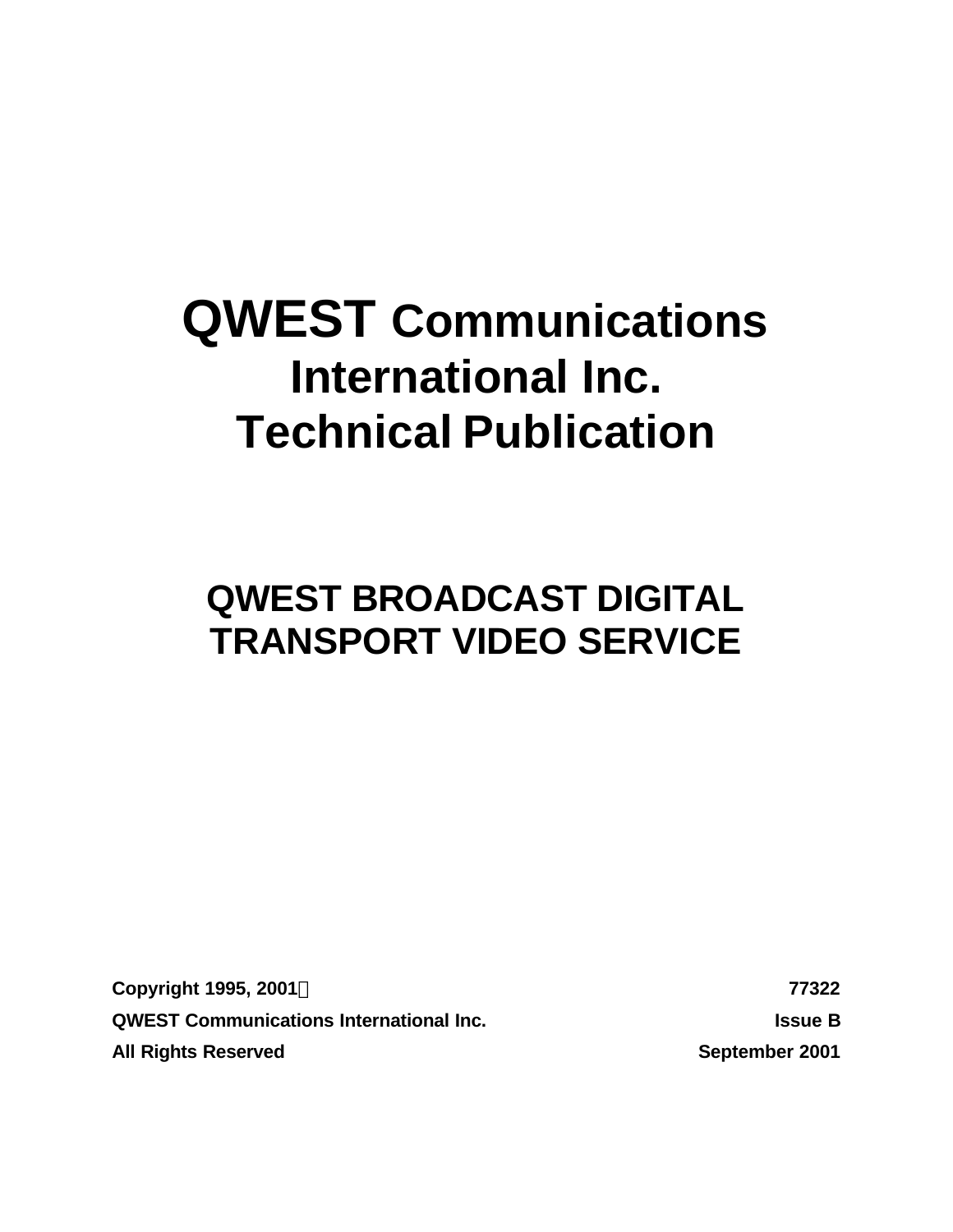# QWEST Communications International Inc. Technical Publication

## QWEST BROADCAST DIGITAL TRANSPORT VIDEO SERVICE

| | |
|---|---|
| **Copyright 1995, 2001©** | **77322** |
| **QWEST Communications International Inc.** | **Issue B** |
| **All Rights Reserved** | **September 2001** |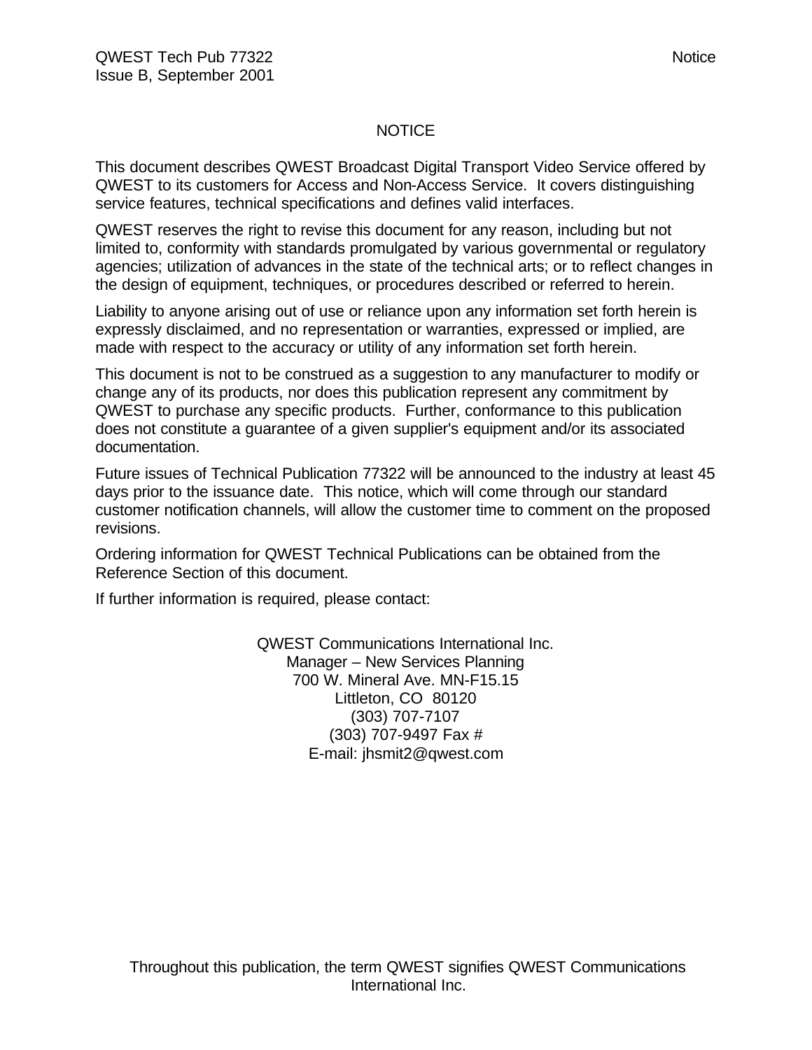# NOTICE

This document describes QWEST Broadcast Digital Transport Video Service offered by QWEST to its customers for Access and Non-Access Service. It covers distinguishing service features, technical specifications and defines valid interfaces.

QWEST reserves the right to revise this document for any reason, including but not limited to, conformity with standards promulgated by various governmental or regulatory agencies; utilization of advances in the state of the technical arts; or to reflect changes in the design of equipment, techniques, or procedures described or referred to herein.

Liability to anyone arising out of use or reliance upon any information set forth herein is expressly disclaimed, and no representation or warranties, expressed or implied, are made with respect to the accuracy or utility of any information set forth herein.

This document is not to be construed as a suggestion to any manufacturer to modify or change any of its products, nor does this publication represent any commitment by QWEST to purchase any specific products. Further, conformance to this publication does not constitute a guarantee of a given supplier's equipment and/or its associated documentation.

Future issues of Technical Publication 77322 will be announced to the industry at least 45 days prior to the issuance date. This notice, which will come through our standard customer notification channels, will allow the customer time to comment on the proposed revisions.

Ordering information for QWEST Technical Publications can be obtained from the Reference Section of this document.

If further information is required, please contact:

QWEST Communications International Inc.
Manager – New Services Planning
700 W. Mineral Ave. MN-F15.15
Littleton, CO 80120
(303) 707-7107
(303) 707-9497 Fax #
E-mail: jhsmit2@qwest.com

Throughout this publication, the term QWEST signifies QWEST Communications International Inc.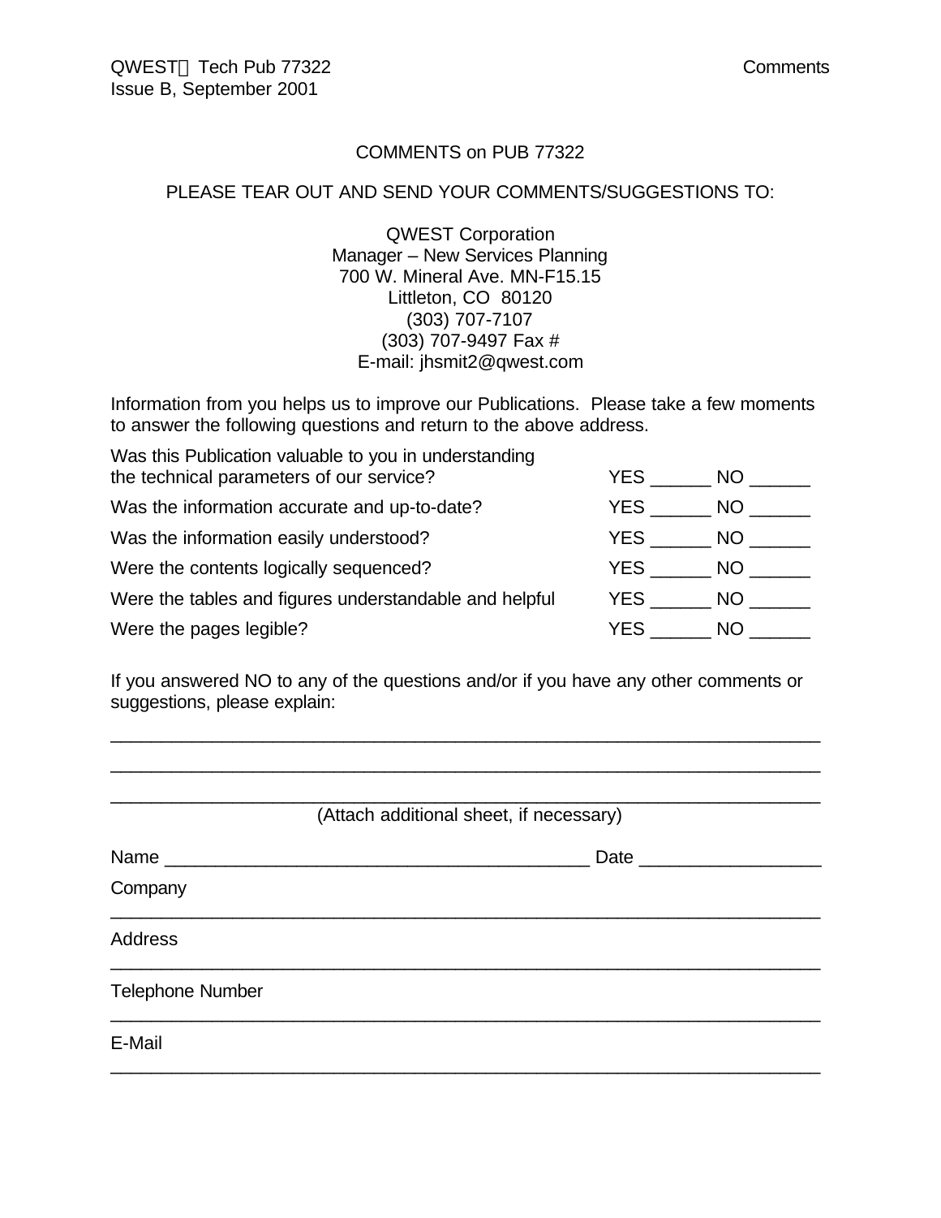# COMMENTS on PUB 77322

PLEASE TEAR OUT AND SEND YOUR COMMENTS/SUGGESTIONS TO:

QWEST Corporation
Manager – New Services Planning
700 W. Mineral Ave. MN-F15.15
Littleton, CO 80120
(303) 707-7107
(303) 707-9497 Fax #
E-mail: jhsmit2@qwest.com

Information from you helps us to improve our Publications. Please take a few moments to answer the following questions and return to the above address.

| | |
|---|---|
| Was this Publication valuable to you in understanding the technical parameters of our service? | YES ______ NO ______ |
| Was the information accurate and up-to-date? | YES ______ NO ______ |
| Was the information easily understood? | YES ______ NO ______ |
| Were the contents logically sequenced? | YES ______ NO ______ |
| Were the tables and figures understandable and helpful | YES ______ NO ______ |
| Were the pages legible? | YES ______ NO ______ |

If you answered NO to any of the questions and/or if you have any other comments or suggestions, please explain:

________________________________________________________________________

________________________________________________________________________

________________________________________________________________________

(Attach additional sheet, if necessary)

Name ___________________________________________ Date _________________

Company
________________________________________________________________________

Address
________________________________________________________________________

Telephone Number
________________________________________________________________________

E-Mail
________________________________________________________________________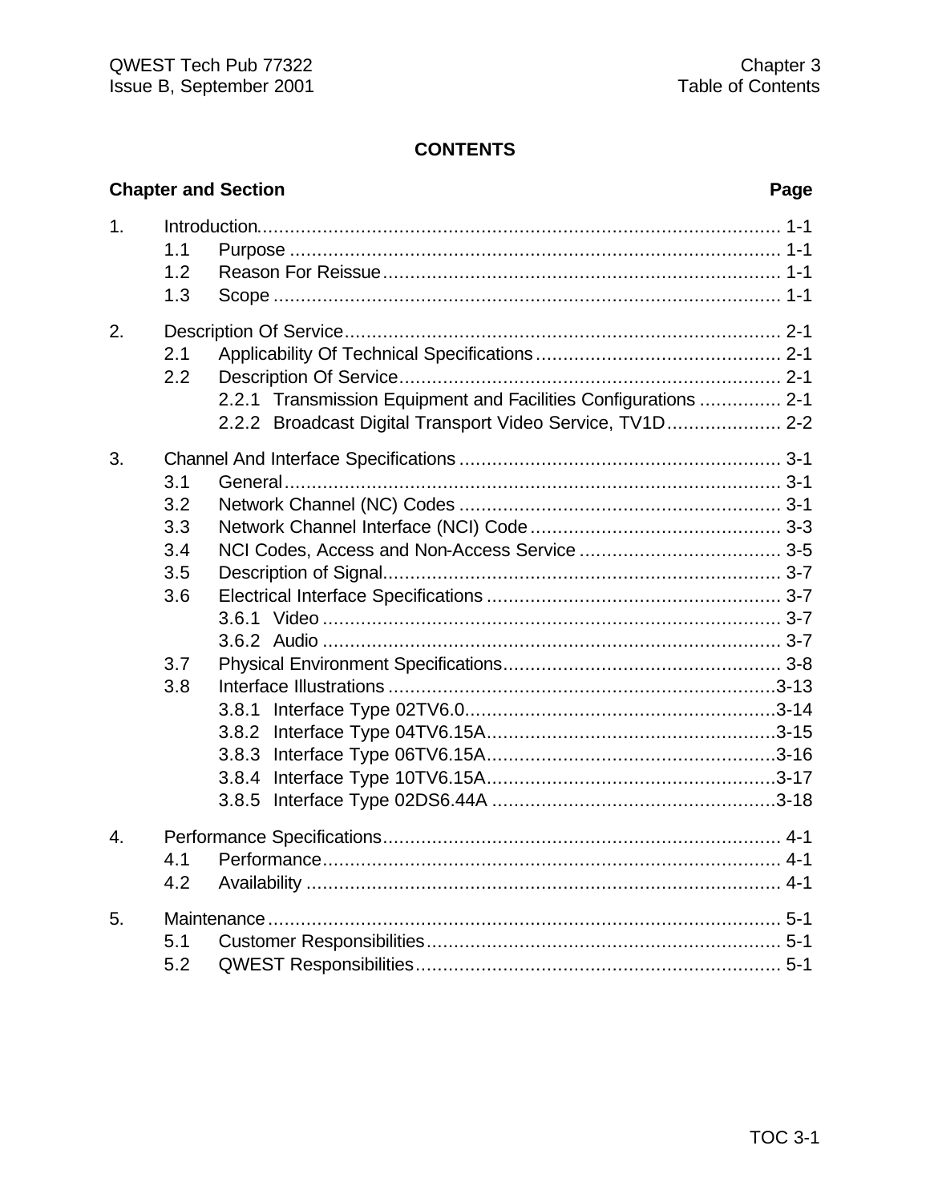# CONTENTS

| Chapter and Section | | | Page |
|---|---|---|---|
| 1. | Introduction | | 1-1 |
| | 1.1 | Purpose | 1-1 |
| | 1.2 | Reason For Reissue | 1-1 |
| | 1.3 | Scope | 1-1 |
| 2. | Description Of Service | | 2-1 |
| | 2.1 | Applicability Of Technical Specifications | 2-1 |
| | 2.2 | Description Of Service | 2-1 |
| | | 2.2.1 Transmission Equipment and Facilities Configurations | 2-1 |
| | | 2.2.2 Broadcast Digital Transport Video Service, TV1D | 2-2 |
| 3. | Channel And Interface Specifications | | 3-1 |
| | 3.1 | General | 3-1 |
| | 3.2 | Network Channel (NC) Codes | 3-1 |
| | 3.3 | Network Channel Interface (NCI) Code | 3-3 |
| | 3.4 | NCI Codes, Access and Non-Access Service | 3-5 |
| | 3.5 | Description of Signal | 3-7 |
| | 3.6 | Electrical Interface Specifications | 3-7 |
| | | 3.6.1 Video | 3-7 |
| | | 3.6.2 Audio | 3-7 |
| | 3.7 | Physical Environment Specifications | 3-8 |
| | 3.8 | Interface Illustrations | 3-13 |
| | | 3.8.1 Interface Type 02TV6.0 | 3-14 |
| | | 3.8.2 Interface Type 04TV6.15A | 3-15 |
| | | 3.8.3 Interface Type 06TV6.15A | 3-16 |
| | | 3.8.4 Interface Type 10TV6.15A | 3-17 |
| | | 3.8.5 Interface Type 02DS6.44A | 3-18 |
| 4. | Performance Specifications | | 4-1 |
| | 4.1 | Performance | 4-1 |
| | 4.2 | Availability | 4-1 |
| 5. | Maintenance | | 5-1 |
| | 5.1 | Customer Responsibilities | 5-1 |
| | 5.2 | QWEST Responsibilities | 5-1 |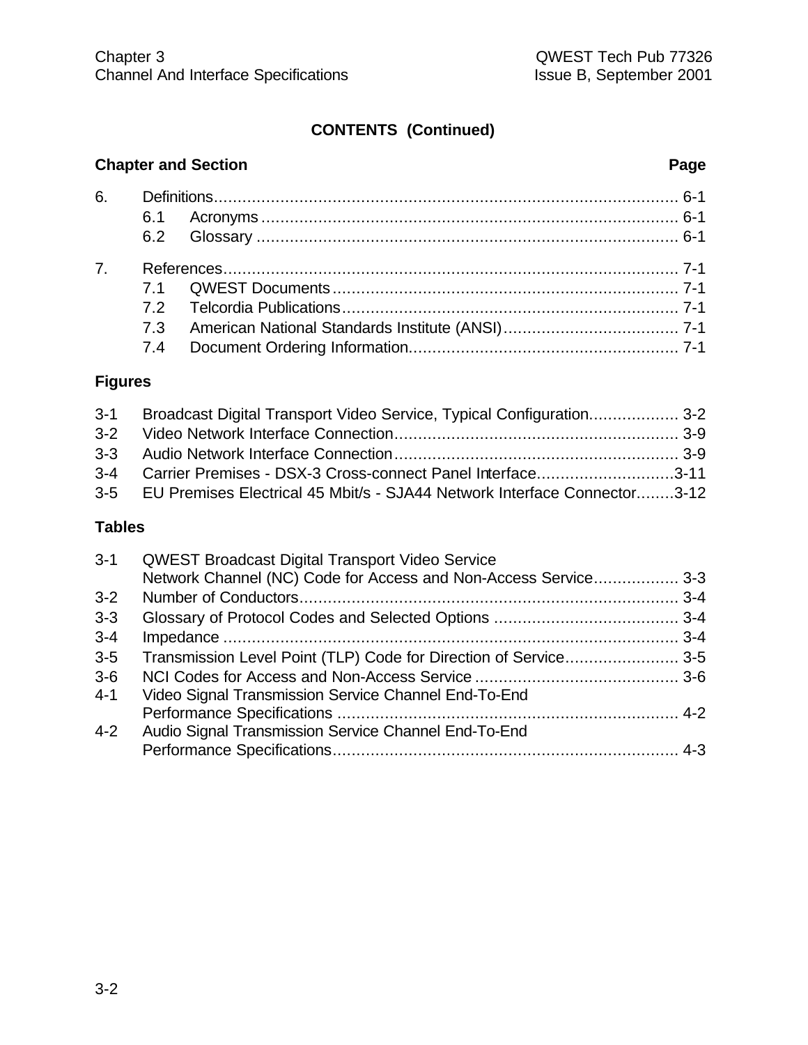**CONTENTS (Continued)**

| Chapter and Section | | Page |
|---|---|---|
| 6. | Definitions | 6-1 |
| | 6.1 Acronyms | 6-1 |
| | 6.2 Glossary | 6-1 |
| 7. | References | 7-1 |
| | 7.1 QWEST Documents | 7-1 |
| | 7.2 Telcordia Publications | 7-1 |
| | 7.3 American National Standards Institute (ANSI) | 7-1 |
| | 7.4 Document Ordering Information | 7-1 |

**Figures**

| | | |
|---|---|---|
| 3-1 | Broadcast Digital Transport Video Service, Typical Configuration | 3-2 |
| 3-2 | Video Network Interface Connection | 3-9 |
| 3-3 | Audio Network Interface Connection | 3-9 |
| 3-4 | Carrier Premises - DSX-3 Cross-connect Panel Interface | 3-11 |
| 3-5 | EU Premises Electrical 45 Mbit/s - SJA44 Network Interface Connector | 3-12 |

**Tables**

| | | |
|---|---|---|
| 3-1 | QWEST Broadcast Digital Transport Video Service Network Channel (NC) Code for Access and Non-Access Service | 3-3 |
| 3-2 | Number of Conductors | 3-4 |
| 3-3 | Glossary of Protocol Codes and Selected Options | 3-4 |
| 3-4 | Impedance | 3-4 |
| 3-5 | Transmission Level Point (TLP) Code for Direction of Service | 3-5 |
| 3-6 | NCI Codes for Access and Non-Access Service | 3-6 |
| 4-1 | Video Signal Transmission Service Channel End-To-End Performance Specifications | 4-2 |
| 4-2 | Audio Signal Transmission Service Channel End-To-End Performance Specifications | 4-3 |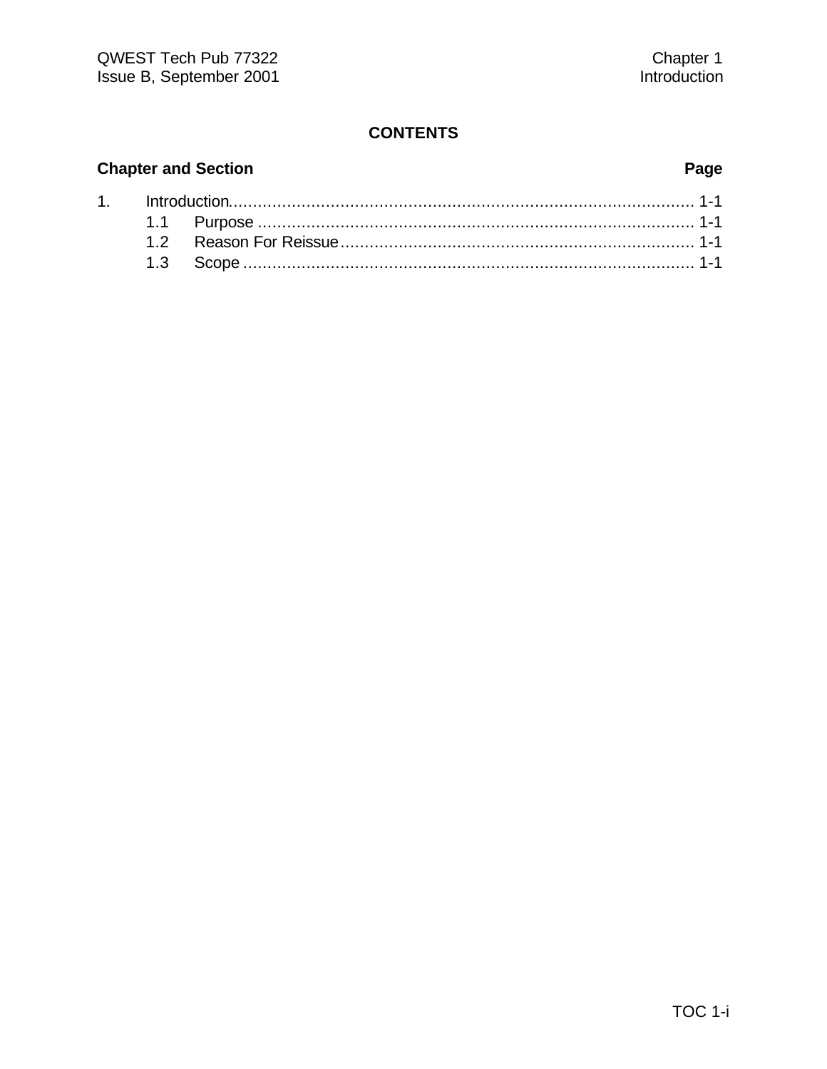# CONTENTS

| Chapter and Section | Page |
|---|---|
| 1. Introduction | 1-1 |
| 1.1 Purpose | 1-1 |
| 1.2 Reason For Reissue | 1-1 |
| 1.3 Scope | 1-1 |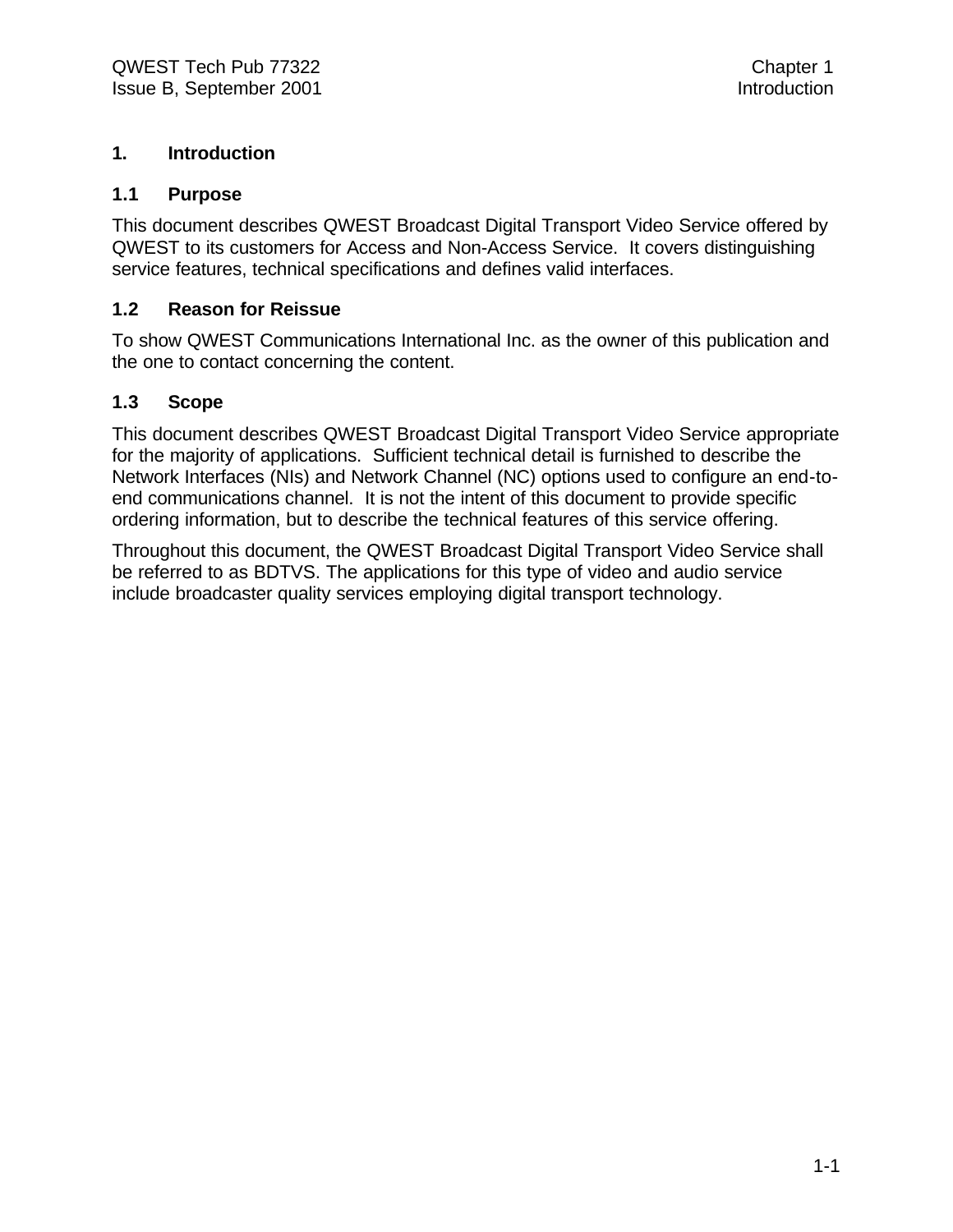# 1. Introduction

## 1.1 Purpose

This document describes QWEST Broadcast Digital Transport Video Service offered by QWEST to its customers for Access and Non-Access Service. It covers distinguishing service features, technical specifications and defines valid interfaces.

## 1.2 Reason for Reissue

To show QWEST Communications International Inc. as the owner of this publication and the one to contact concerning the content.

## 1.3 Scope

This document describes QWEST Broadcast Digital Transport Video Service appropriate for the majority of applications. Sufficient technical detail is furnished to describe the Network Interfaces (NIs) and Network Channel (NC) options used to configure an end-to-end communications channel. It is not the intent of this document to provide specific ordering information, but to describe the technical features of this service offering.

Throughout this document, the QWEST Broadcast Digital Transport Video Service shall be referred to as BDTVS. The applications for this type of video and audio service include broadcaster quality services employing digital transport technology.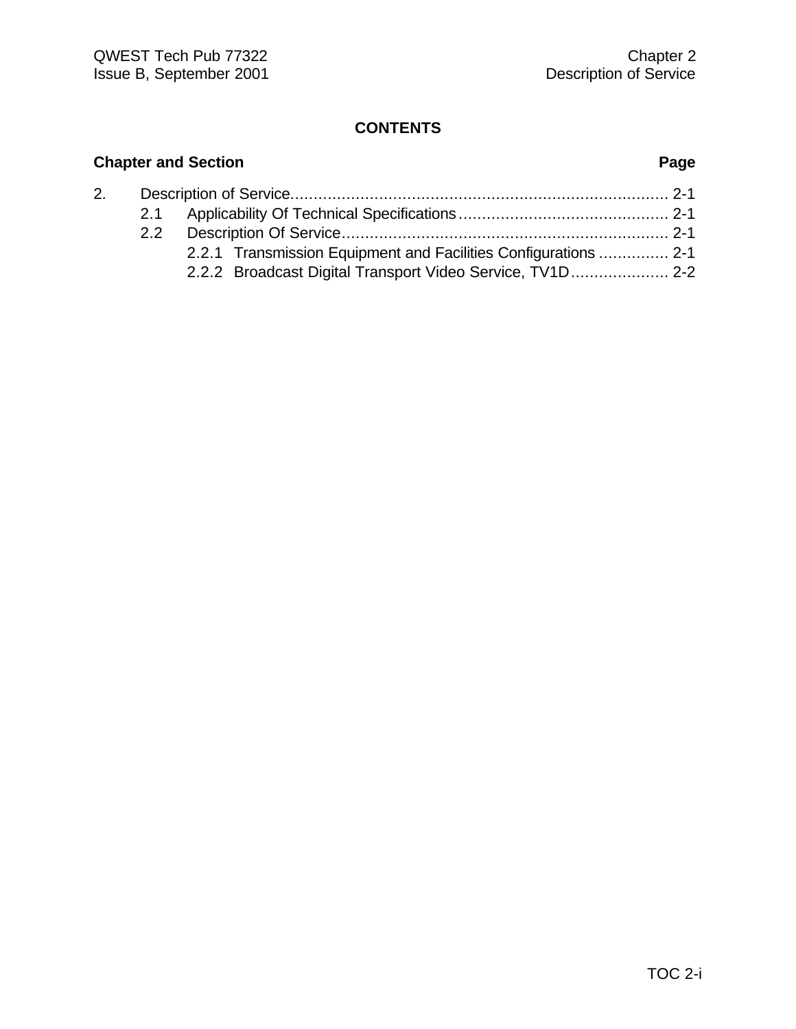**CONTENTS**

| Chapter and Section | Page |
|---|---|
| 2. Description of Service | 2-1 |
| 2.1 Applicability Of Technical Specifications | 2-1 |
| 2.2 Description Of Service | 2-1 |
| 2.2.1 Transmission Equipment and Facilities Configurations | 2-1 |
| 2.2.2 Broadcast Digital Transport Video Service, TV1D | 2-2 |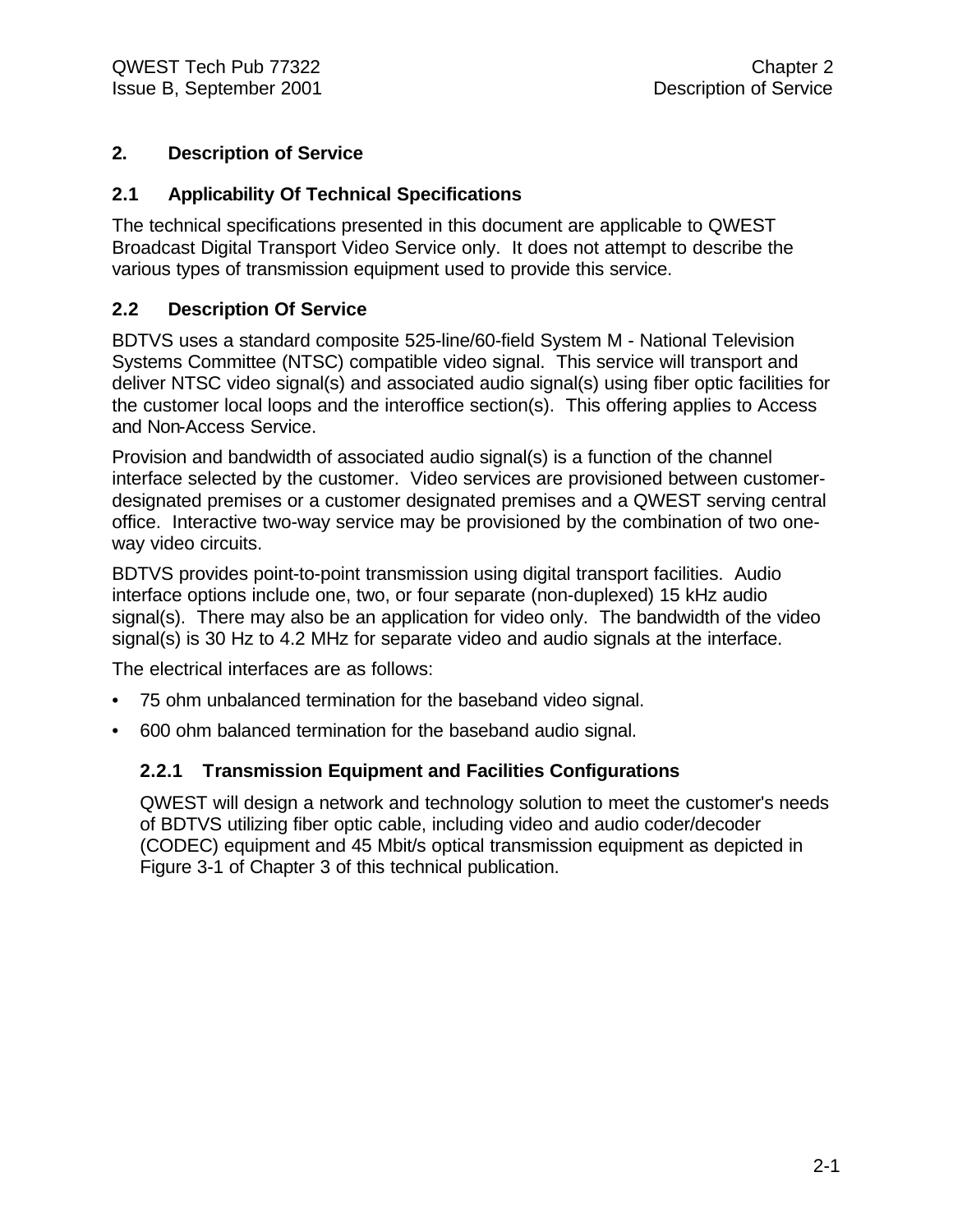# 2. Description of Service

## 2.1 Applicability Of Technical Specifications

The technical specifications presented in this document are applicable to QWEST Broadcast Digital Transport Video Service only. It does not attempt to describe the various types of transmission equipment used to provide this service.

## 2.2 Description Of Service

BDTVS uses a standard composite 525-line/60-field System M - National Television Systems Committee (NTSC) compatible video signal. This service will transport and deliver NTSC video signal(s) and associated audio signal(s) using fiber optic facilities for the customer local loops and the interoffice section(s). This offering applies to Access and Non-Access Service.

Provision and bandwidth of associated audio signal(s) is a function of the channel interface selected by the customer. Video services are provisioned between customer-designated premises or a customer designated premises and a QWEST serving central office. Interactive two-way service may be provisioned by the combination of two one-way video circuits.

BDTVS provides point-to-point transmission using digital transport facilities. Audio interface options include one, two, or four separate (non-duplexed) 15 kHz audio signal(s). There may also be an application for video only. The bandwidth of the video signal(s) is 30 Hz to 4.2 MHz for separate video and audio signals at the interface.

The electrical interfaces are as follows:

- 75 ohm unbalanced termination for the baseband video signal.
- 600 ohm balanced termination for the baseband audio signal.

### 2.2.1 Transmission Equipment and Facilities Configurations

QWEST will design a network and technology solution to meet the customer's needs of BDTVS utilizing fiber optic cable, including video and audio coder/decoder (CODEC) equipment and 45 Mbit/s optical transmission equipment as depicted in Figure 3-1 of Chapter 3 of this technical publication.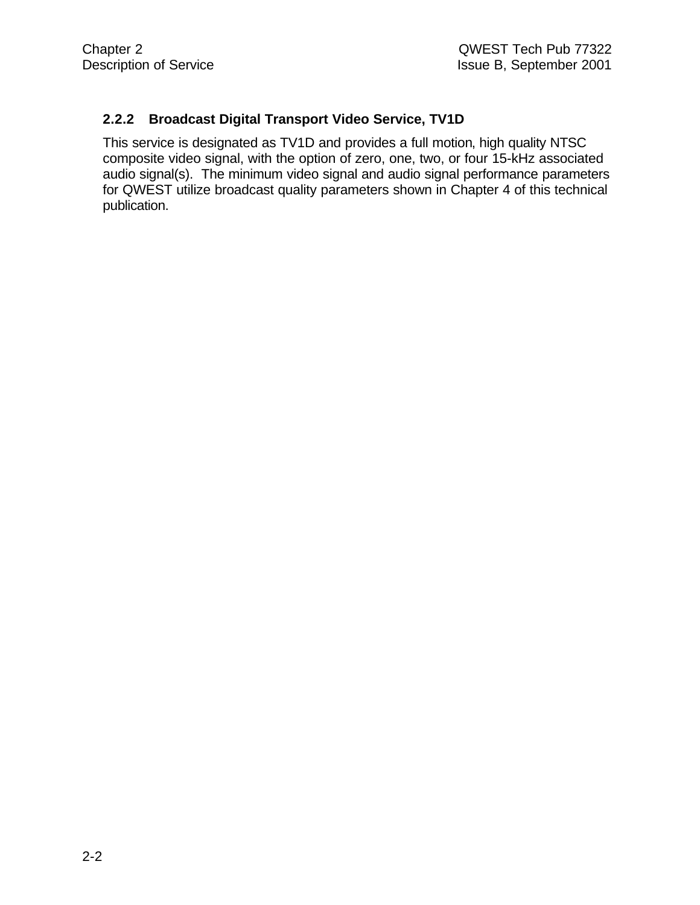### 2.2.2 Broadcast Digital Transport Video Service, TV1D

This service is designated as TV1D and provides a full motion, high quality NTSC composite video signal, with the option of zero, one, two, or four 15-kHz associated audio signal(s). The minimum video signal and audio signal performance parameters for QWEST utilize broadcast quality parameters shown in Chapter 4 of this technical publication.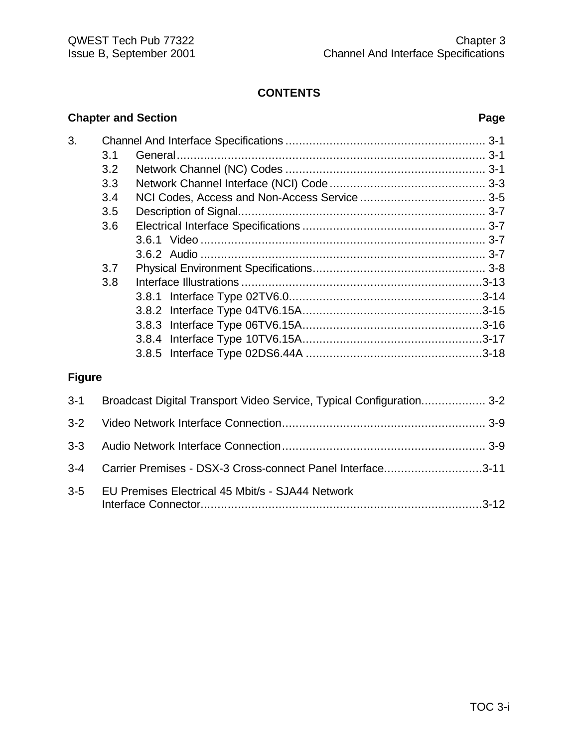# CONTENTS

**Chapter and Section** **Page**

| | | Page |
|---|---|---|
| 3. | Channel And Interface Specifications | 3-1 |
| 3.1 | General | 3-1 |
| 3.2 | Network Channel (NC) Codes | 3-1 |
| 3.3 | Network Channel Interface (NCI) Code | 3-3 |
| 3.4 | NCI Codes, Access and Non-Access Service | 3-5 |
| 3.5 | Description of Signal | 3-7 |
| 3.6 | Electrical Interface Specifications | 3-7 |
| 3.6.1 | Video | 3-7 |
| 3.6.2 | Audio | 3-7 |
| 3.7 | Physical Environment Specifications | 3-8 |
| 3.8 | Interface Illustrations | 3-13 |
| 3.8.1 | Interface Type 02TV6.0 | 3-14 |
| 3.8.2 | Interface Type 04TV6.15A | 3-15 |
| 3.8.3 | Interface Type 06TV6.15A | 3-16 |
| 3.8.4 | Interface Type 10TV6.15A | 3-17 |
| 3.8.5 | Interface Type 02DS6.44A | 3-18 |

**Figure**

| | | |
|---|---|---|
| 3-1 | Broadcast Digital Transport Video Service, Typical Configuration | 3-2 |
| 3-2 | Video Network Interface Connection | 3-9 |
| 3-3 | Audio Network Interface Connection | 3-9 |
| 3-4 | Carrier Premises - DSX-3 Cross-connect Panel Interface | 3-11 |
| 3-5 | EU Premises Electrical 45 Mbit/s - SJA44 Network Interface Connector | 3-12 |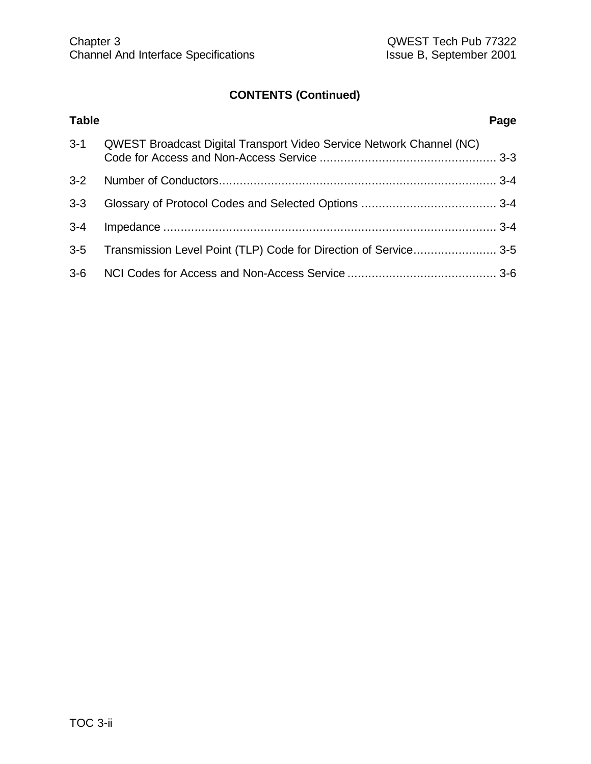**CONTENTS (Continued)**

| Table | | Page |
|---|---|---|
| 3-1 | QWEST Broadcast Digital Transport Video Service Network Channel (NC) Code for Access and Non-Access Service | 3-3 |
| 3-2 | Number of Conductors | 3-4 |
| 3-3 | Glossary of Protocol Codes and Selected Options | 3-4 |
| 3-4 | Impedance | 3-4 |
| 3-5 | Transmission Level Point (TLP) Code for Direction of Service | 3-5 |
| 3-6 | NCI Codes for Access and Non-Access Service | 3-6 |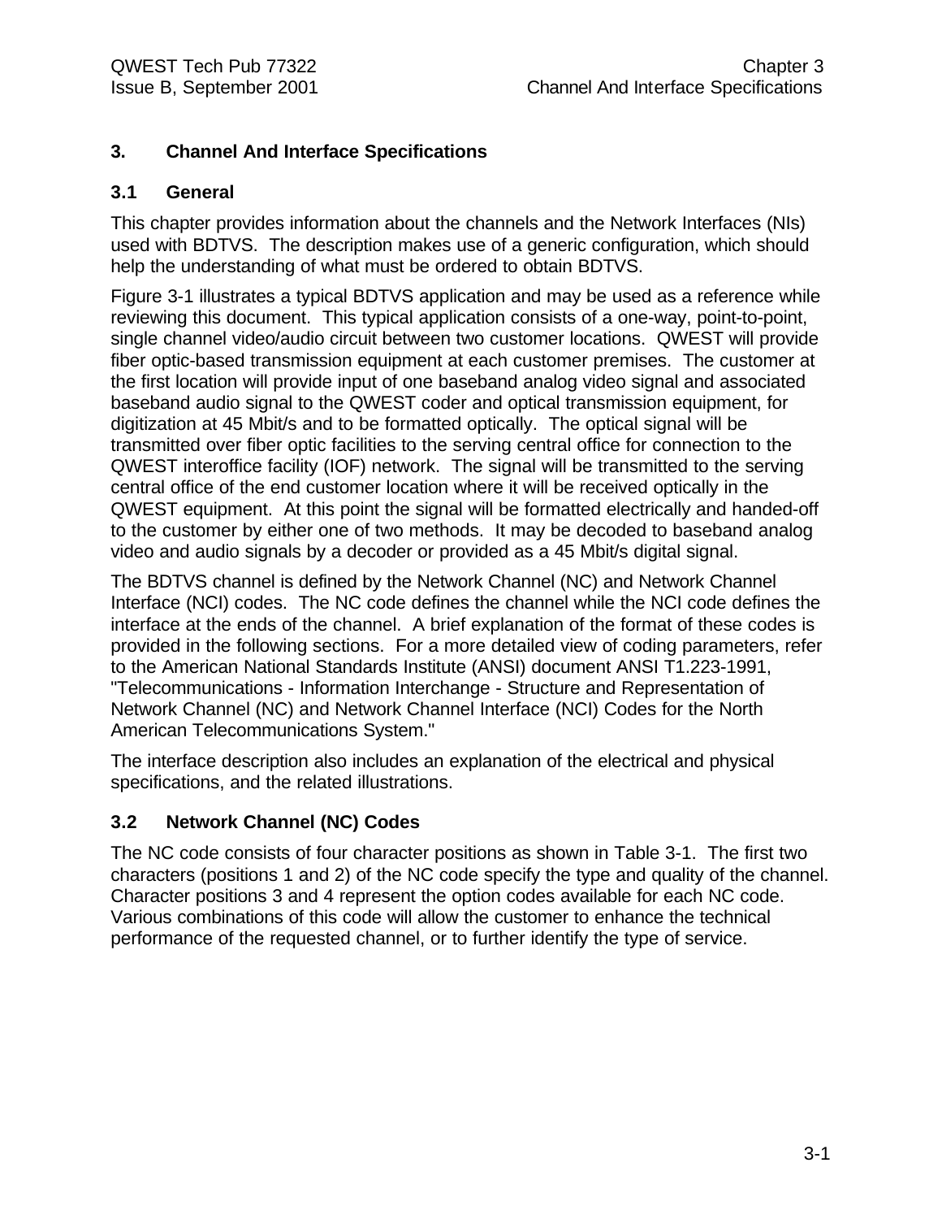# 3. Channel And Interface Specifications

## 3.1 General

This chapter provides information about the channels and the Network Interfaces (NIs) used with BDTVS. The description makes use of a generic configuration, which should help the understanding of what must be ordered to obtain BDTVS.

Figure 3-1 illustrates a typical BDTVS application and may be used as a reference while reviewing this document. This typical application consists of a one-way, point-to-point, single channel video/audio circuit between two customer locations. QWEST will provide fiber optic-based transmission equipment at each customer premises. The customer at the first location will provide input of one baseband analog video signal and associated baseband audio signal to the QWEST coder and optical transmission equipment, for digitization at 45 Mbit/s and to be formatted optically. The optical signal will be transmitted over fiber optic facilities to the serving central office for connection to the QWEST interoffice facility (IOF) network. The signal will be transmitted to the serving central office of the end customer location where it will be received optically in the QWEST equipment. At this point the signal will be formatted electrically and handed-off to the customer by either one of two methods. It may be decoded to baseband analog video and audio signals by a decoder or provided as a 45 Mbit/s digital signal.

The BDTVS channel is defined by the Network Channel (NC) and Network Channel Interface (NCI) codes. The NC code defines the channel while the NCI code defines the interface at the ends of the channel. A brief explanation of the format of these codes is provided in the following sections. For a more detailed view of coding parameters, refer to the American National Standards Institute (ANSI) document ANSI T1.223-1991, "Telecommunications - Information Interchange - Structure and Representation of Network Channel (NC) and Network Channel Interface (NCI) Codes for the North American Telecommunications System."

The interface description also includes an explanation of the electrical and physical specifications, and the related illustrations.

## 3.2 Network Channel (NC) Codes

The NC code consists of four character positions as shown in Table 3-1. The first two characters (positions 1 and 2) of the NC code specify the type and quality of the channel. Character positions 3 and 4 represent the option codes available for each NC code. Various combinations of this code will allow the customer to enhance the technical performance of the requested channel, or to further identify the type of service.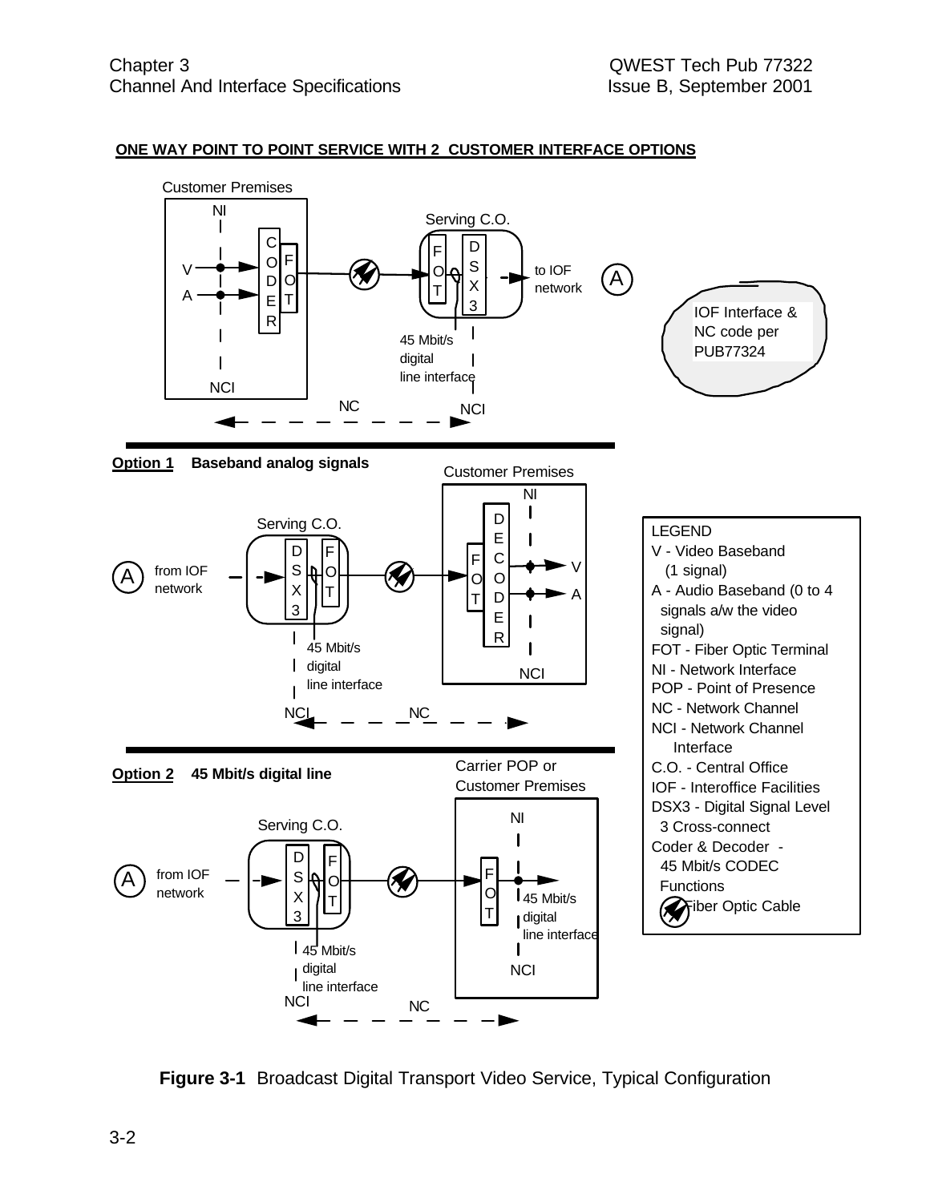**ONE WAY POINT TO POINT SERVICE WITH 2 CUSTOMER INTERFACE OPTIONS**

Customer Premises

NI

V

A

CODER

FOT

NCI

Serving C.O.

FOT

DSX3

45 Mbit/s digital line interface

to IOF network

A

IOF Interface & NC code per PUB77324

NC

NCI

**Option 1** **Baseband analog signals**

Customer Premises

NI

Serving C.O.

A

from IOF network

DSX3

FOT

45 Mbit/s digital line interface

FOT

DECODER

V

A

NCI

NCI

NC

**Option 2** **45 Mbit/s digital line**

Carrier POP or Customer Premises

NI

Serving C.O.

A

from IOF network

DSX3

FOT

45 Mbit/s digital line interface

FOT

45 Mbit/s digital line interface

NCI

NCI

NC

LEGEND

- V - Video Baseband (1 signal)
- A - Audio Baseband (0 to 4 signals a/w the video signal)
- FOT - Fiber Optic Terminal
- NI - Network Interface
- POP - Point of Presence
- NC - Network Channel
- NCI - Network Channel Interface
- C.O. - Central Office
- IOF - Interoffice Facilities
- DSX3 - Digital Signal Level 3 Cross-connect
- Coder & Decoder - 45 Mbit/s CODEC Functions
- Fiber Optic Cable

**Figure 3-1** Broadcast Digital Transport Video Service, Typical Configuration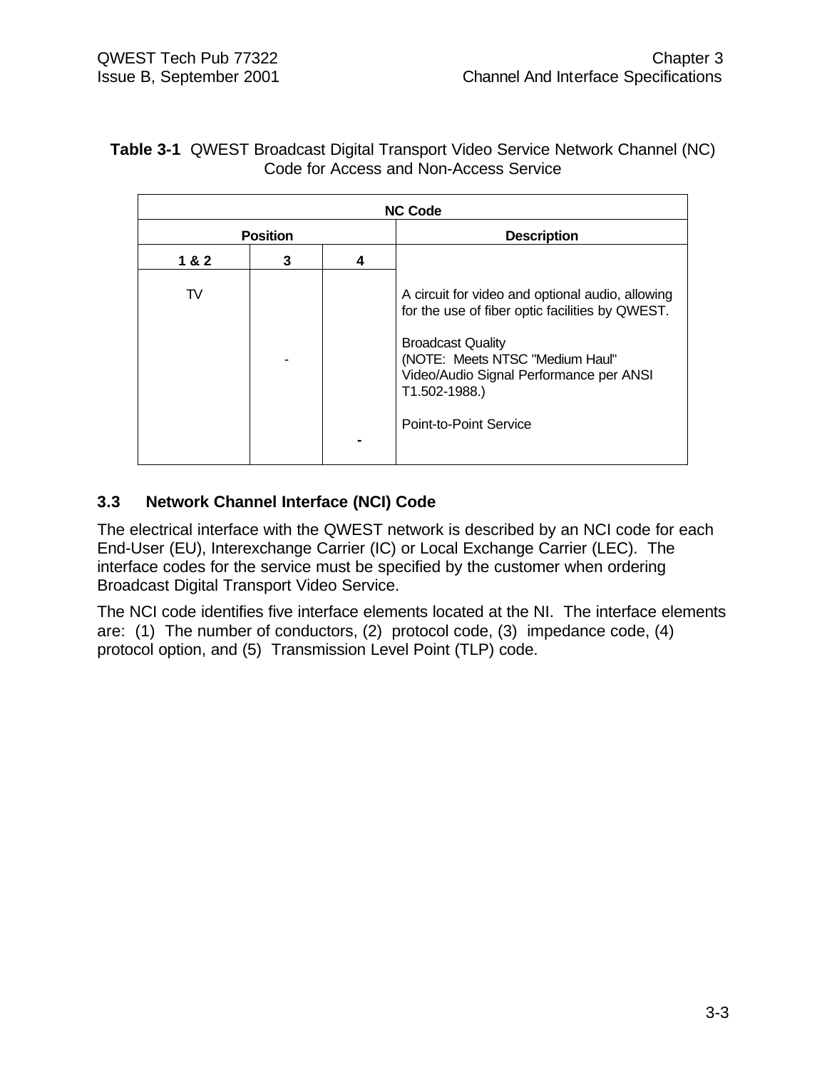**Table 3-1** QWEST Broadcast Digital Transport Video Service Network Channel (NC) Code for Access and Non-Access Service

| NC Code | | | |
|---|---|---|---|
| **Position** | | | **Description** |
| **1 & 2** | **3** | **4** | |
| TV | | | A circuit for video and optional audio, allowing for the use of fiber optic facilities by QWEST. |
| | - | | Broadcast Quality (NOTE: Meets NTSC "Medium Haul" Video/Audio Signal Performance per ANSI T1.502-1988.) |
| | | - | Point-to-Point Service |

### 3.3 Network Channel Interface (NCI) Code

The electrical interface with the QWEST network is described by an NCI code for each End-User (EU), Interexchange Carrier (IC) or Local Exchange Carrier (LEC). The interface codes for the service must be specified by the customer when ordering Broadcast Digital Transport Video Service.

The NCI code identifies five interface elements located at the NI. The interface elements are: (1) The number of conductors, (2) protocol code, (3) impedance code, (4) protocol option, and (5) Transmission Level Point (TLP) code.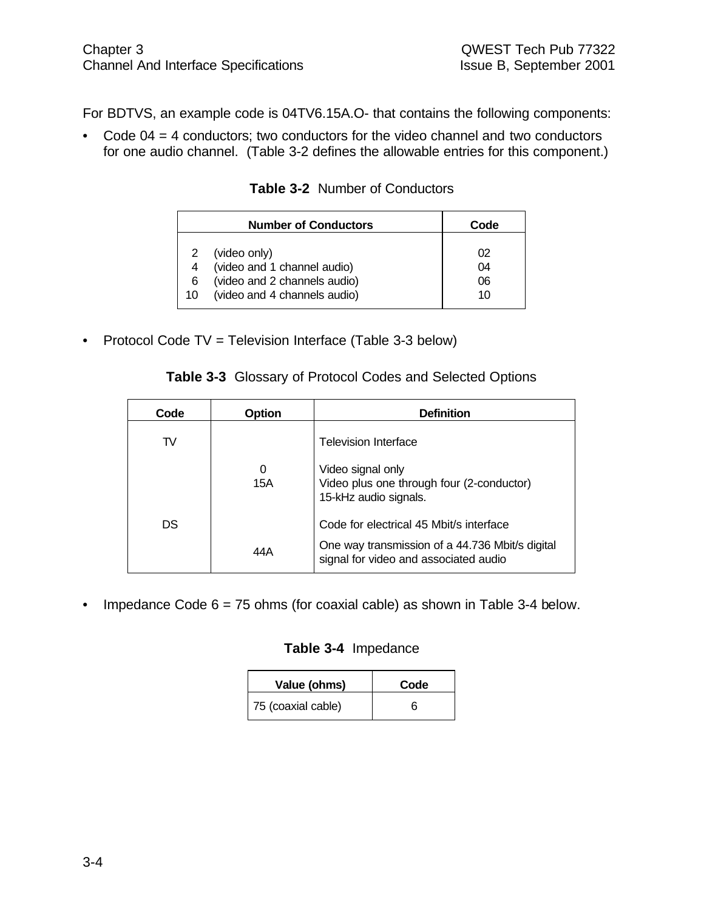For BDTVS, an example code is 04TV6.15A.O- that contains the following components:

- Code 04 = 4 conductors; two conductors for the video channel and two conductors for one audio channel. (Table 3-2 defines the allowable entries for this component.)

**Table 3-2** Number of Conductors

| Number of Conductors | Code |
|---|---|
| 2 (video only) | 02 |
| 4 (video and 1 channel audio) | 04 |
| 6 (video and 2 channels audio) | 06 |
| 10 (video and 4 channels audio) | 10 |

- Protocol Code TV = Television Interface (Table 3-3 below)

**Table 3-3** Glossary of Protocol Codes and Selected Options

| Code | Option | Definition |
|---|---|---|
| TV | | Television Interface |
| | 0 | Video signal only |
| | 15A | Video plus one through four (2-conductor) 15-kHz audio signals. |
| DS | | Code for electrical 45 Mbit/s interface |
| | 44A | One way transmission of a 44.736 Mbit/s digital signal for video and associated audio |

- Impedance Code 6 = 75 ohms (for coaxial cable) as shown in Table 3-4 below.

**Table 3-4** Impedance

| Value (ohms) | Code |
|---|---|
| 75 (coaxial cable) | 6 |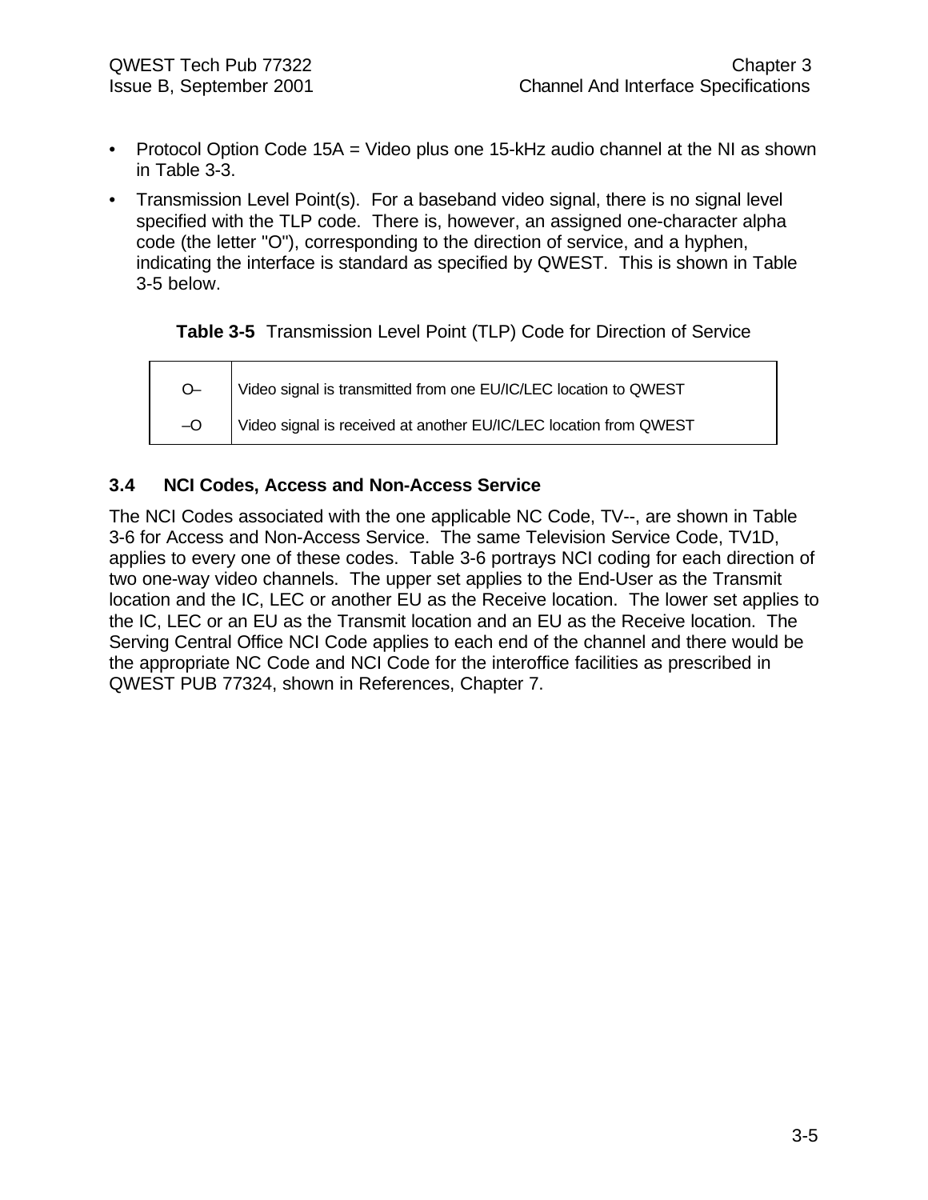- Protocol Option Code 15A = Video plus one 15-kHz audio channel at the NI as shown in Table 3-3.
- Transmission Level Point(s). For a baseband video signal, there is no signal level specified with the TLP code. There is, however, an assigned one-character alpha code (the letter "O"), corresponding to the direction of service, and a hyphen, indicating the interface is standard as specified by QWEST. This is shown in Table 3-5 below.

**Table 3-5** Transmission Level Point (TLP) Code for Direction of Service

| | |
|---|---|
| O– | Video signal is transmitted from one EU/IC/LEC location to QWEST |
| –O | Video signal is received at another EU/IC/LEC location from QWEST |

### 3.4 NCI Codes, Access and Non-Access Service

The NCI Codes associated with the one applicable NC Code, TV--, are shown in Table 3-6 for Access and Non-Access Service. The same Television Service Code, TV1D, applies to every one of these codes. Table 3-6 portrays NCI coding for each direction of two one-way video channels. The upper set applies to the End-User as the Transmit location and the IC, LEC or another EU as the Receive location. The lower set applies to the IC, LEC or an EU as the Transmit location and an EU as the Receive location. The Serving Central Office NCI Code applies to each end of the channel and there would be the appropriate NC Code and NCI Code for the interoffice facilities as prescribed in QWEST PUB 77324, shown in References, Chapter 7.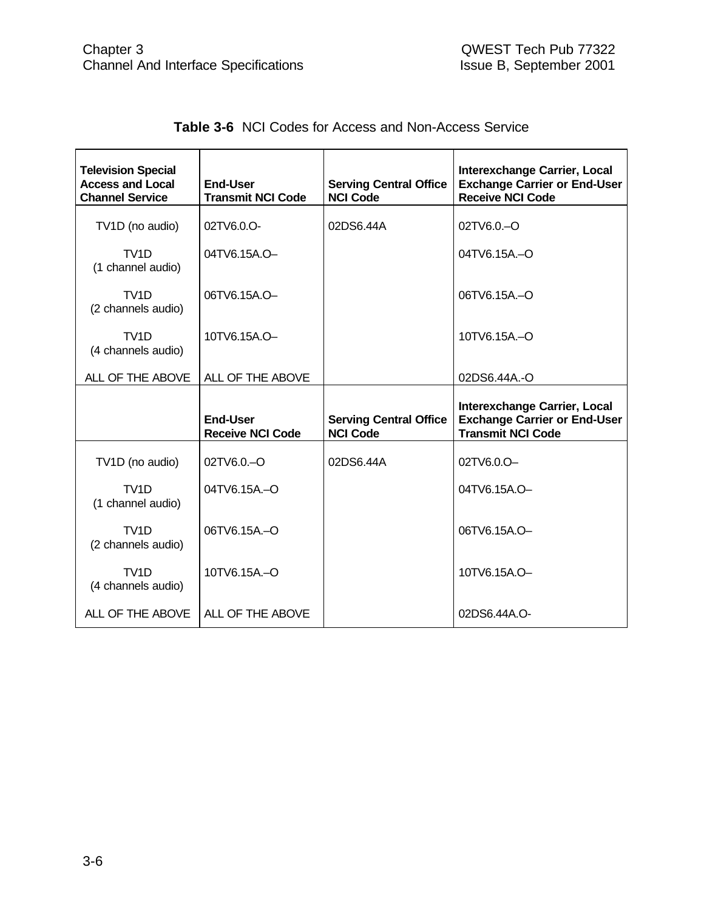**Table 3-6** NCI Codes for Access and Non-Access Service

| Television Special Access and Local Channel Service | End-User Transmit NCI Code | Serving Central Office NCI Code | Interexchange Carrier, Local Exchange Carrier or End-User Receive NCI Code |
|---|---|---|---|
| TV1D (no audio) | 02TV6.0.O- | 02DS6.44A | 02TV6.0.–O |
| TV1D (1 channel audio) | 04TV6.15A.O– | | 04TV6.15A.–O |
| TV1D (2 channels audio) | 06TV6.15A.O– | | 06TV6.15A.–O |
| TV1D (4 channels audio) | 10TV6.15A.O– | | 10TV6.15A.–O |
| ALL OF THE ABOVE | ALL OF THE ABOVE | | 02DS6.44A.-O |
| | **End-User Receive NCI Code** | **Serving Central Office NCI Code** | **Interexchange Carrier, Local Exchange Carrier or End-User Transmit NCI Code** |
| TV1D (no audio) | 02TV6.0.–O | 02DS6.44A | 02TV6.0.O– |
| TV1D (1 channel audio) | 04TV6.15A.–O | | 04TV6.15A.O– |
| TV1D (2 channels audio) | 06TV6.15A.–O | | 06TV6.15A.O– |
| TV1D (4 channels audio) | 10TV6.15A.–O | | 10TV6.15A.O– |
| ALL OF THE ABOVE | ALL OF THE ABOVE | | 02DS6.44A.O- |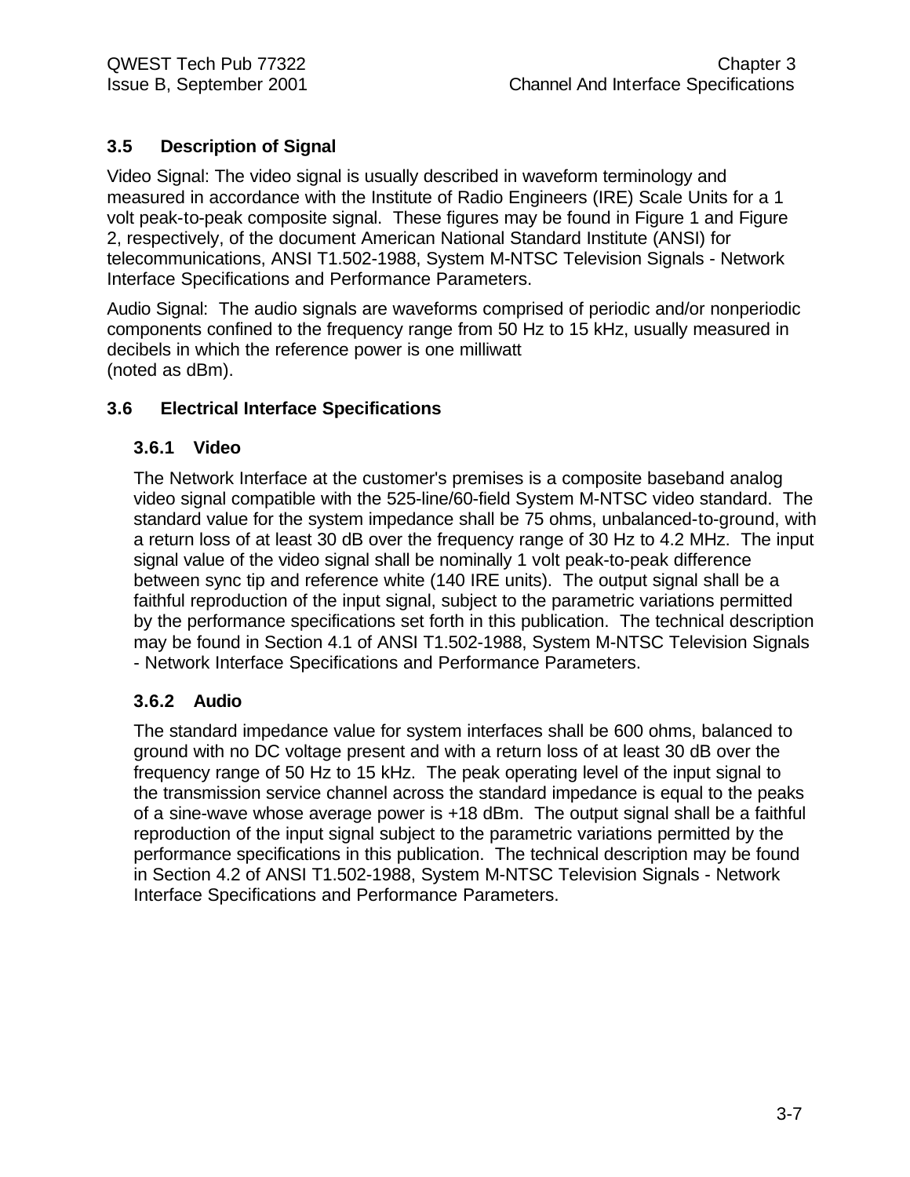## 3.5 Description of Signal

Video Signal: The video signal is usually described in waveform terminology and measured in accordance with the Institute of Radio Engineers (IRE) Scale Units for a 1 volt peak-to-peak composite signal. These figures may be found in Figure 1 and Figure 2, respectively, of the document American National Standard Institute (ANSI) for telecommunications, ANSI T1.502-1988, System M-NTSC Television Signals - Network Interface Specifications and Performance Parameters.

Audio Signal: The audio signals are waveforms comprised of periodic and/or nonperiodic components confined to the frequency range from 50 Hz to 15 kHz, usually measured in decibels in which the reference power is one milliwatt (noted as dBm).

## 3.6 Electrical Interface Specifications

### 3.6.1 Video

The Network Interface at the customer's premises is a composite baseband analog video signal compatible with the 525-line/60-field System M-NTSC video standard. The standard value for the system impedance shall be 75 ohms, unbalanced-to-ground, with a return loss of at least 30 dB over the frequency range of 30 Hz to 4.2 MHz. The input signal value of the video signal shall be nominally 1 volt peak-to-peak difference between sync tip and reference white (140 IRE units). The output signal shall be a faithful reproduction of the input signal, subject to the parametric variations permitted by the performance specifications set forth in this publication. The technical description may be found in Section 4.1 of ANSI T1.502-1988, System M-NTSC Television Signals - Network Interface Specifications and Performance Parameters.

### 3.6.2 Audio

The standard impedance value for system interfaces shall be 600 ohms, balanced to ground with no DC voltage present and with a return loss of at least 30 dB over the frequency range of 50 Hz to 15 kHz. The peak operating level of the input signal to the transmission service channel across the standard impedance is equal to the peaks of a sine-wave whose average power is +18 dBm. The output signal shall be a faithful reproduction of the input signal subject to the parametric variations permitted by the performance specifications in this publication. The technical description may be found in Section 4.2 of ANSI T1.502-1988, System M-NTSC Television Signals - Network Interface Specifications and Performance Parameters.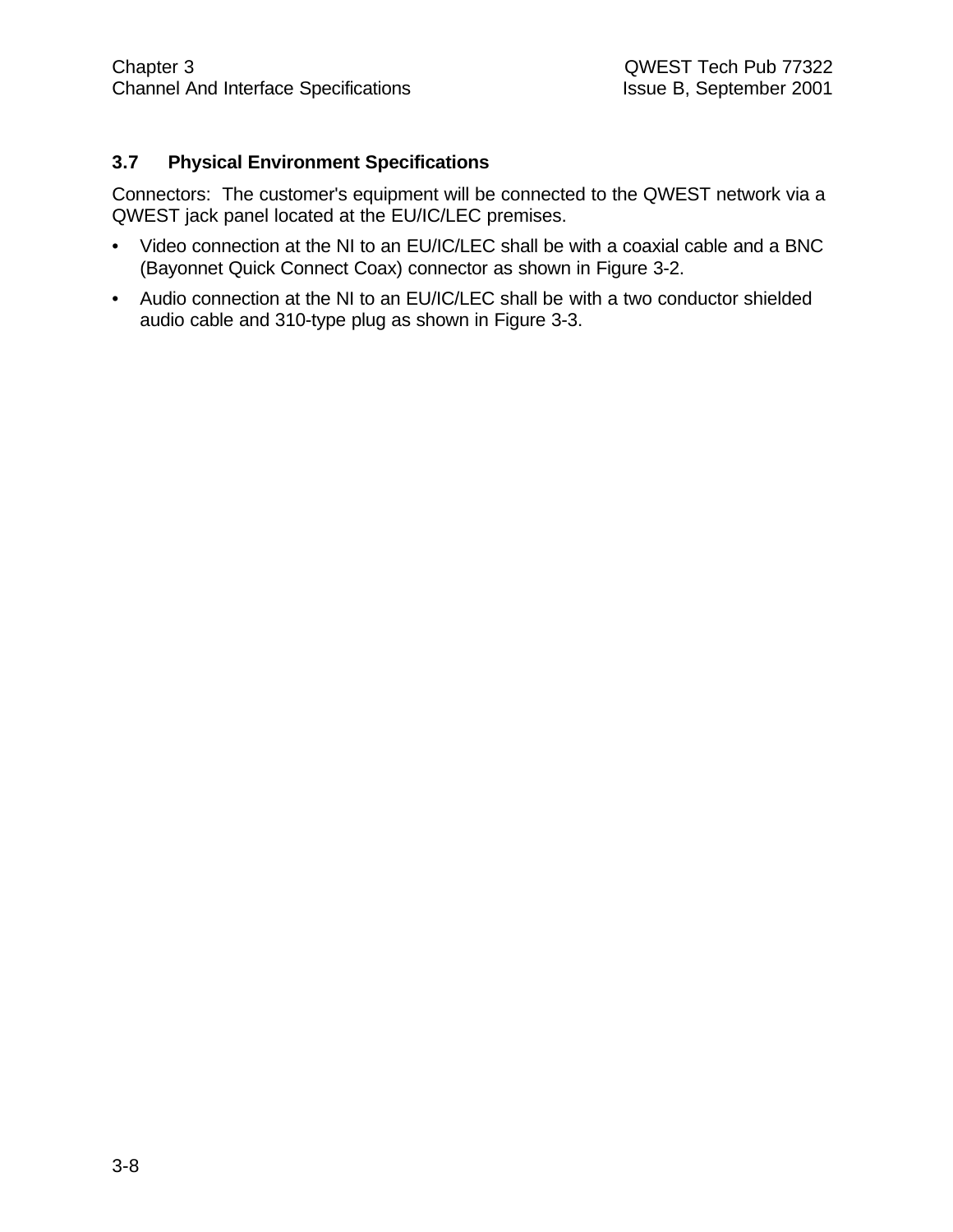### 3.7 Physical Environment Specifications

Connectors: The customer's equipment will be connected to the QWEST network via a QWEST jack panel located at the EU/IC/LEC premises.

- Video connection at the NI to an EU/IC/LEC shall be with a coaxial cable and a BNC (Bayonnet Quick Connect Coax) connector as shown in Figure 3-2.
- Audio connection at the NI to an EU/IC/LEC shall be with a two conductor shielded audio cable and 310-type plug as shown in Figure 3-3.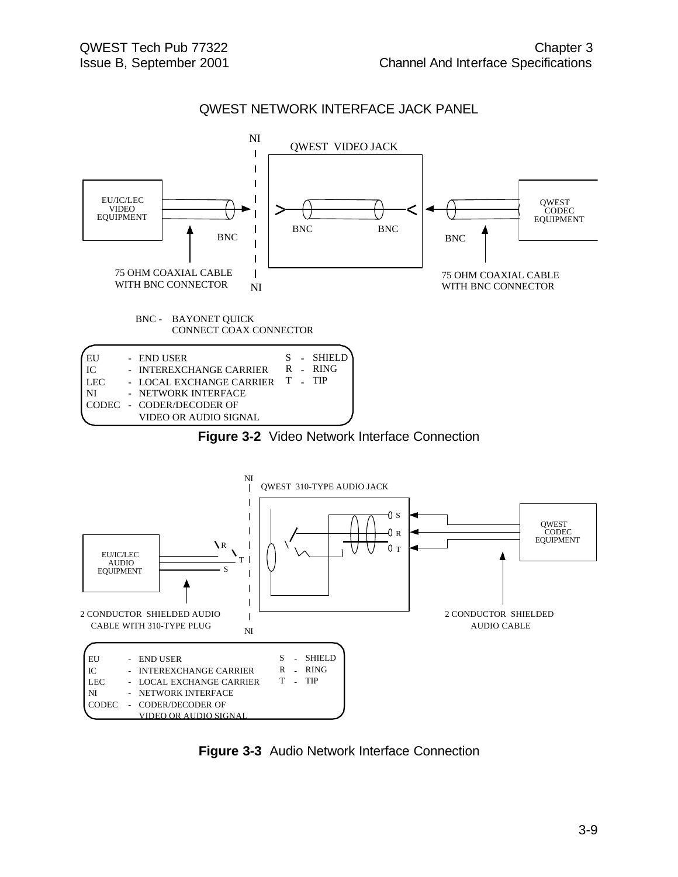QWEST NETWORK INTERFACE JACK PANEL

NI

QWEST VIDEO JACK

EU/IC/LEC VIDEO EQUIPMENT

BNC

BNC

BNC

BNC

QWEST CODEC EQUIPMENT

75 OHM COAXIAL CABLE WITH BNC CONNECTOR

NI

75 OHM COAXIAL CABLE WITH BNC CONNECTOR

BNC - BAYONET QUICK CONNECT COAX CONNECTOR

| | | | |
|---|---|---|---|
| EU | - END USER | S | - SHIELD |
| IC | - INTEREXCHANGE CARRIER | R | - RING |
| LEC | - LOCAL EXCHANGE CARRIER | T | - TIP |
| NI | - NETWORK INTERFACE | | |
| CODEC | - CODER/DECODER OF VIDEO OR AUDIO SIGNAL | | |

**Figure 3-2** Video Network Interface Connection

NI

QWEST 310-TYPE AUDIO JACK

S

R

T

QWEST CODEC EQUIPMENT

R

T

S

EU/IC/LEC AUDIO EQUIPMENT

2 CONDUCTOR SHIELDED AUDIO CABLE WITH 310-TYPE PLUG

NI

2 CONDUCTOR SHIELDED AUDIO CABLE

| | | | |
|---|---|---|---|
| EU | - END USER | S | - SHIELD |
| IC | - INTEREXCHANGE CARRIER | R | - RING |
| LEC | - LOCAL EXCHANGE CARRIER | T | - TIP |
| NI | - NETWORK INTERFACE | | |
| CODEC | - CODER/DECODER OF VIDEO OR AUDIO SIGNAL | | |

**Figure 3-3** Audio Network Interface Connection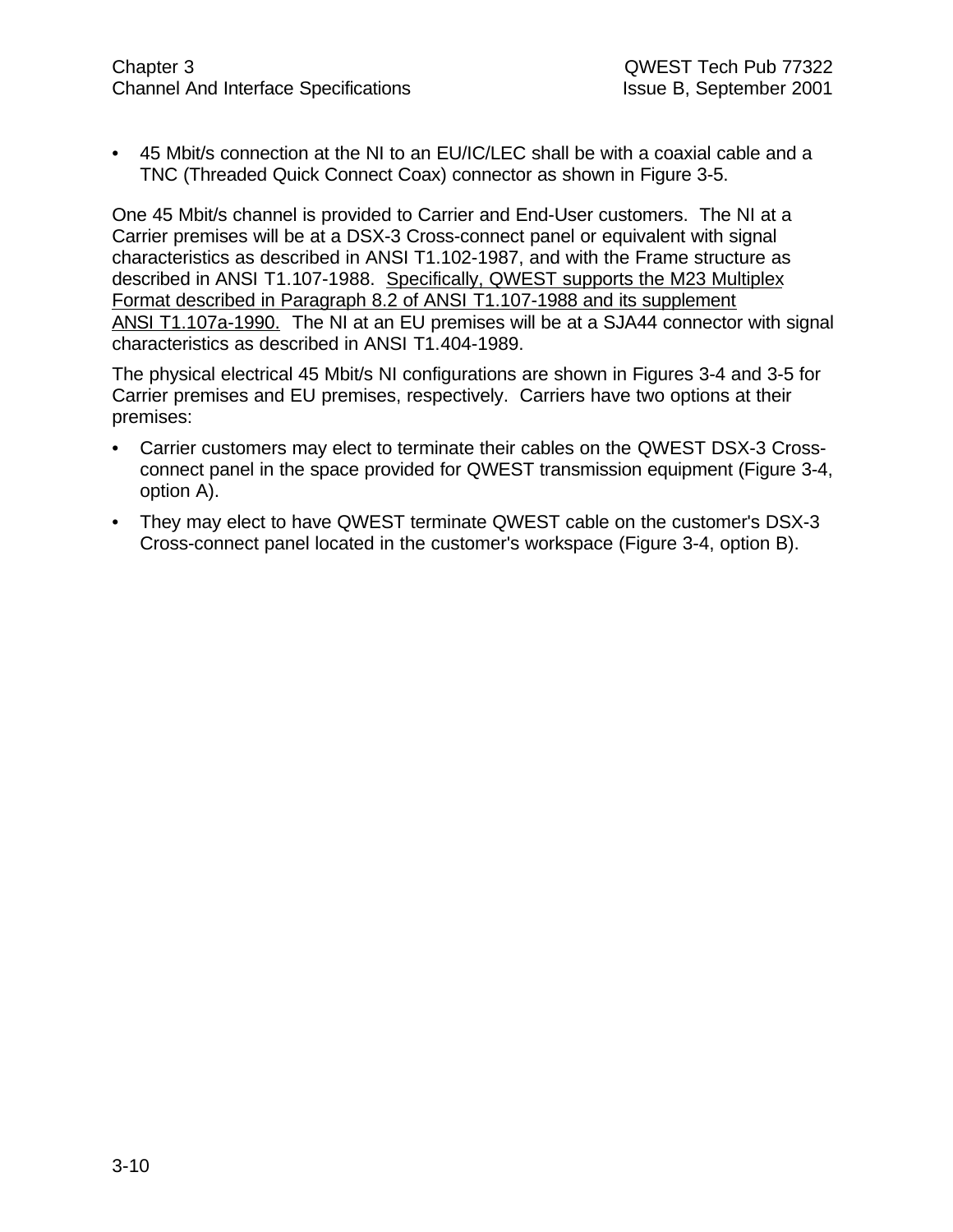- 45 Mbit/s connection at the NI to an EU/IC/LEC shall be with a coaxial cable and a TNC (Threaded Quick Connect Coax) connector as shown in Figure 3-5.

One 45 Mbit/s channel is provided to Carrier and End-User customers. The NI at a Carrier premises will be at a DSX-3 Cross-connect panel or equivalent with signal characteristics as described in ANSI T1.102-1987, and with the Frame structure as described in ANSI T1.107-1988. <u>Specifically, QWEST supports the M23 Multiplex Format described in Paragraph 8.2 of ANSI T1.107-1988 and its supplement ANSI T1.107a-1990.</u> The NI at an EU premises will be at a SJA44 connector with signal characteristics as described in ANSI T1.404-1989.

The physical electrical 45 Mbit/s NI configurations are shown in Figures 3-4 and 3-5 for Carrier premises and EU premises, respectively. Carriers have two options at their premises:

- Carrier customers may elect to terminate their cables on the QWEST DSX-3 Cross-connect panel in the space provided for QWEST transmission equipment (Figure 3-4, option A).
- They may elect to have QWEST terminate QWEST cable on the customer's DSX-3 Cross-connect panel located in the customer's workspace (Figure 3-4, option B).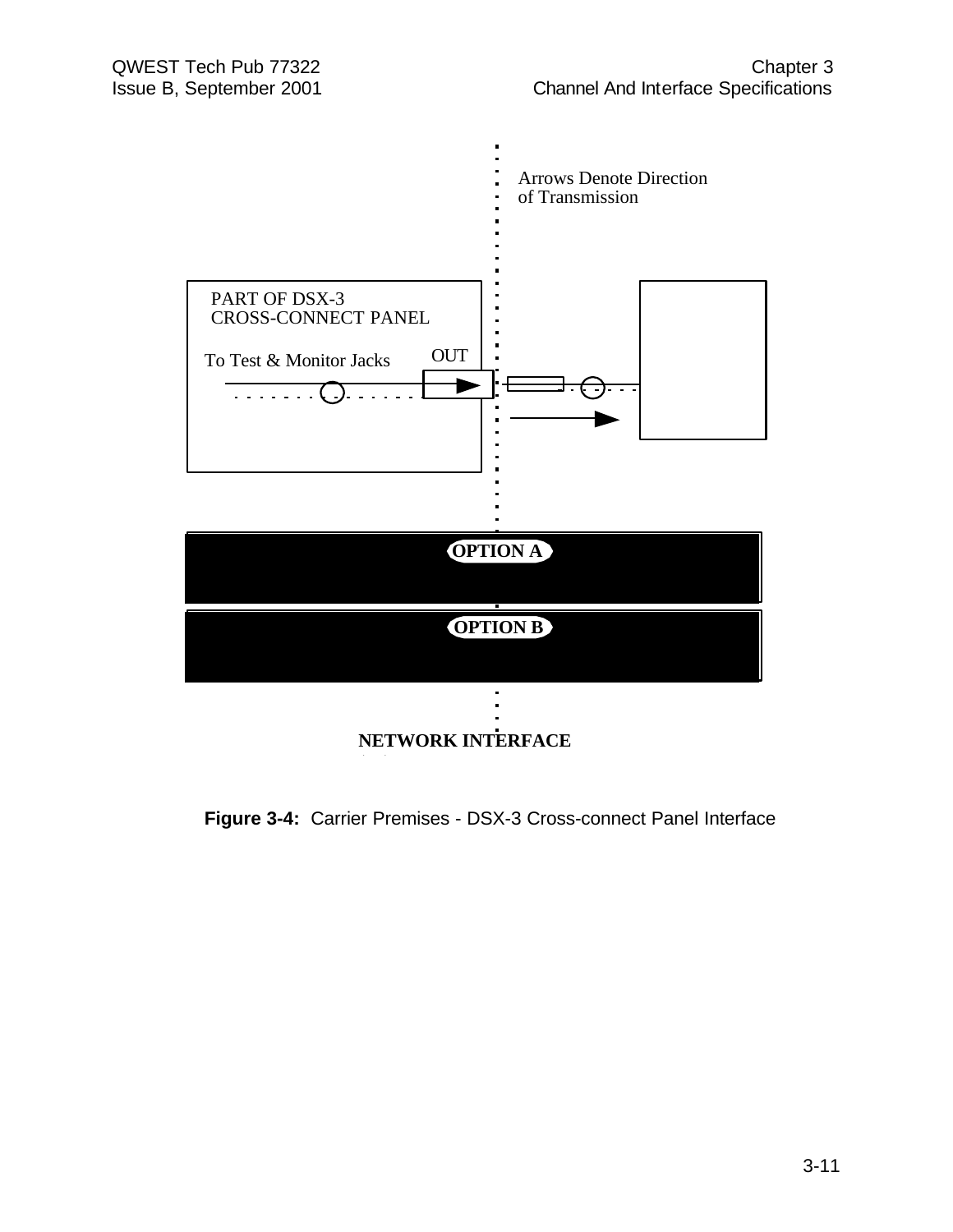Arrows Denote Direction of Transmission

PART OF DSX-3 CROSS-CONNECT PANEL

To Test & Monitor Jacks

OUT

OPTION A

OPTION B

NETWORK INTERFACE

**Figure 3-4:** Carrier Premises - DSX-3 Cross-connect Panel Interface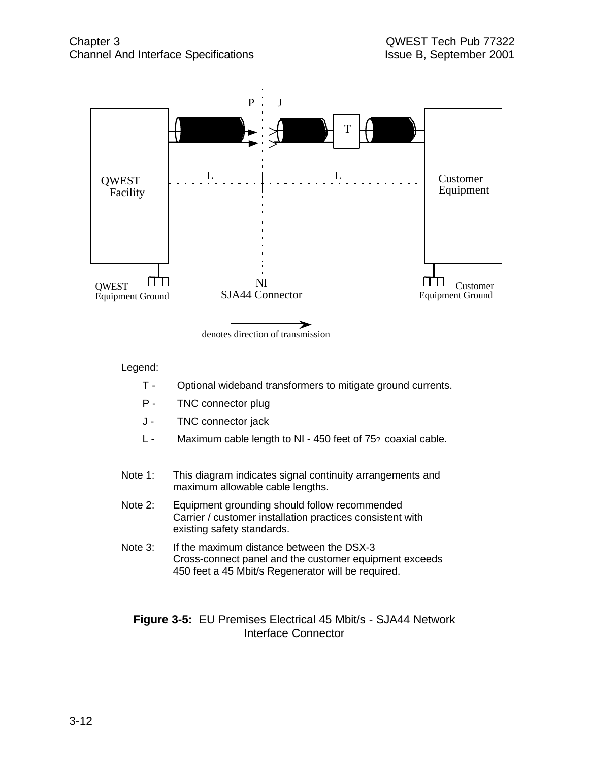P J

T

L L

QWEST Facility

Customer Equipment

QWEST Equipment Ground

NI SJA44 Connector

Customer Equipment Ground

denotes direction of transmission

Legend:

- T - Optional wideband transformers to mitigate ground currents.
- P - TNC connector plug
- J - TNC connector jack
- L - Maximum cable length to NI - 450 feet of 75? coaxial cable.

Note 1: This diagram indicates signal continuity arrangements and maximum allowable cable lengths.

Note 2: Equipment grounding should follow recommended Carrier / customer installation practices consistent with existing safety standards.

Note 3: If the maximum distance between the DSX-3 Cross-connect panel and the customer equipment exceeds 450 feet a 45 Mbit/s Regenerator will be required.

**Figure 3-5:** EU Premises Electrical 45 Mbit/s - SJA44 Network Interface Connector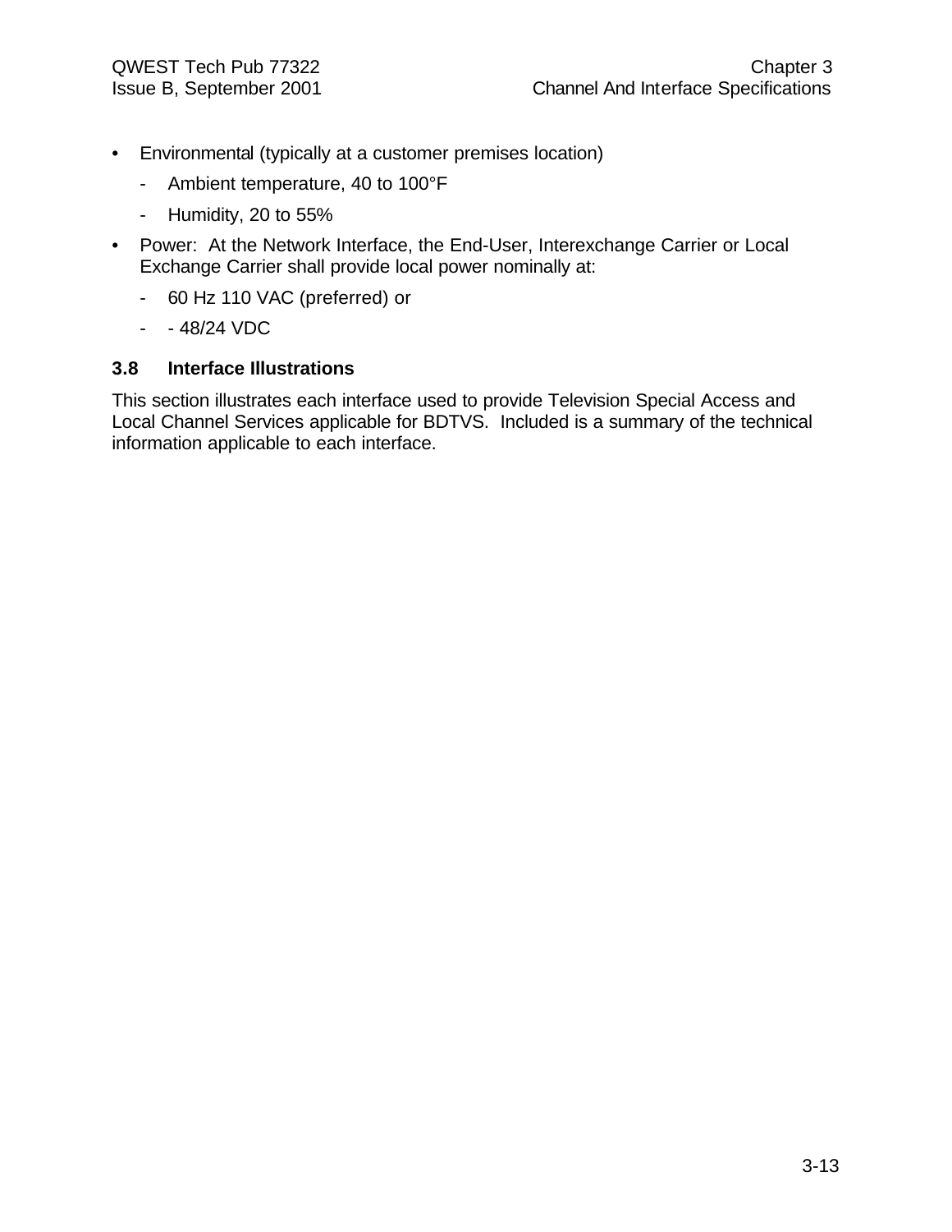- Environmental (typically at a customer premises location)
  - Ambient temperature, 40 to 100°F
  - Humidity, 20 to 55%
- Power: At the Network Interface, the End-User, Interexchange Carrier or Local Exchange Carrier shall provide local power nominally at:
  - 60 Hz 110 VAC (preferred) or
  - - 48/24 VDC

### 3.8 Interface Illustrations

This section illustrates each interface used to provide Television Special Access and Local Channel Services applicable for BDTVS. Included is a summary of the technical information applicable to each interface.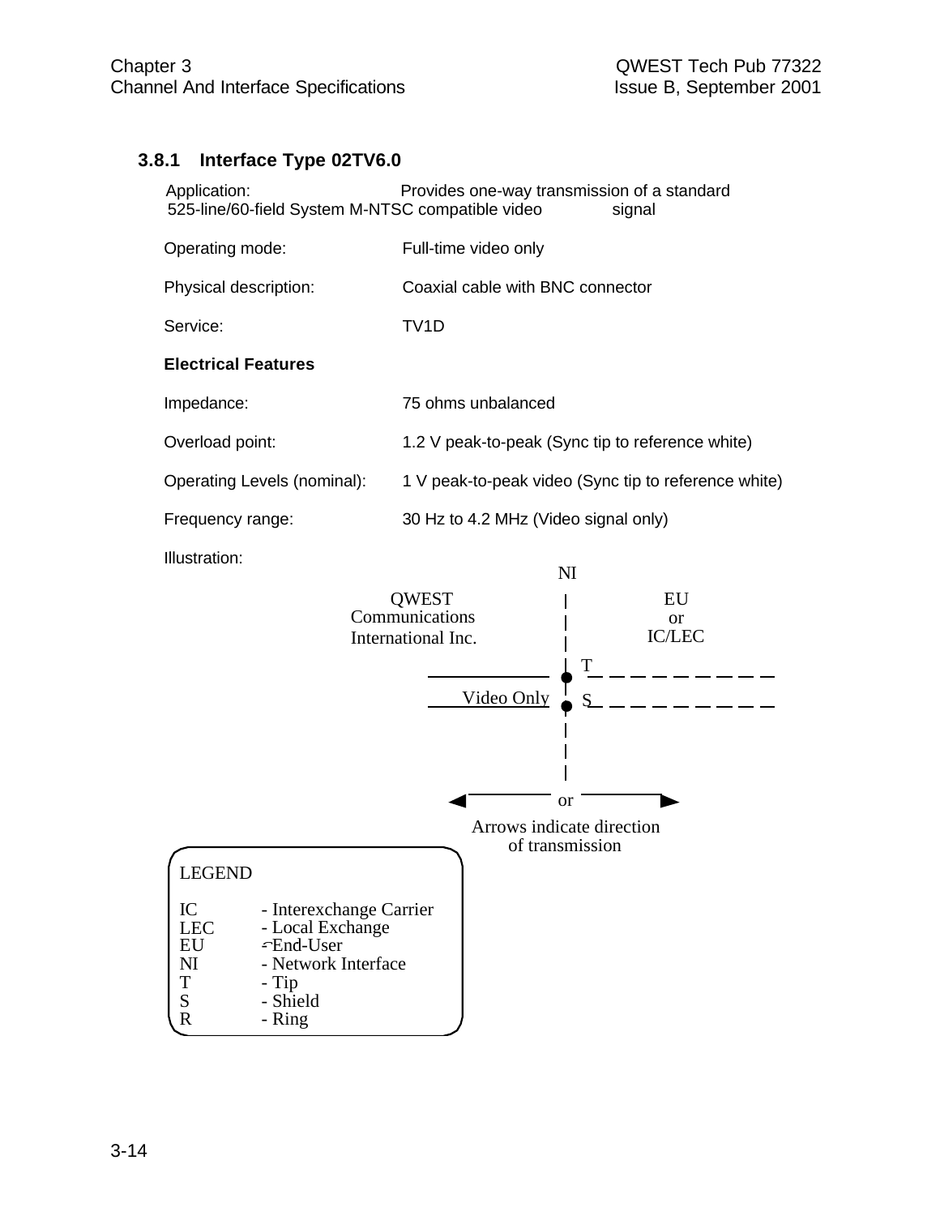### 3.8.1 Interface Type 02TV6.0

Application: Provides one-way transmission of a standard 525-line/60-field System M-NTSC compatible video signal

Operating mode: Full-time video only

Physical description: Coaxial cable with BNC connector

Service: TV1D

**Electrical Features**

Impedance: 75 ohms unbalanced

Overload point: 1.2 V peak-to-peak (Sync tip to reference white)

Operating Levels (nominal): 1 V peak-to-peak video (Sync tip to reference white)

Frequency range: 30 Hz to 4.2 MHz (Video signal only)

Illustration:

NI

QWEST Communications International Inc. | EU or IC/LEC

T

Video Only S

or

Arrows indicate direction of transmission

LEGEND

| | |
|---|---|
| IC | - Interexchange Carrier |
| LEC | - Local Exchange |
| EU | - End-User |
| NI | - Network Interface |
| T | - Tip |
| S | - Shield |
| R | - Ring |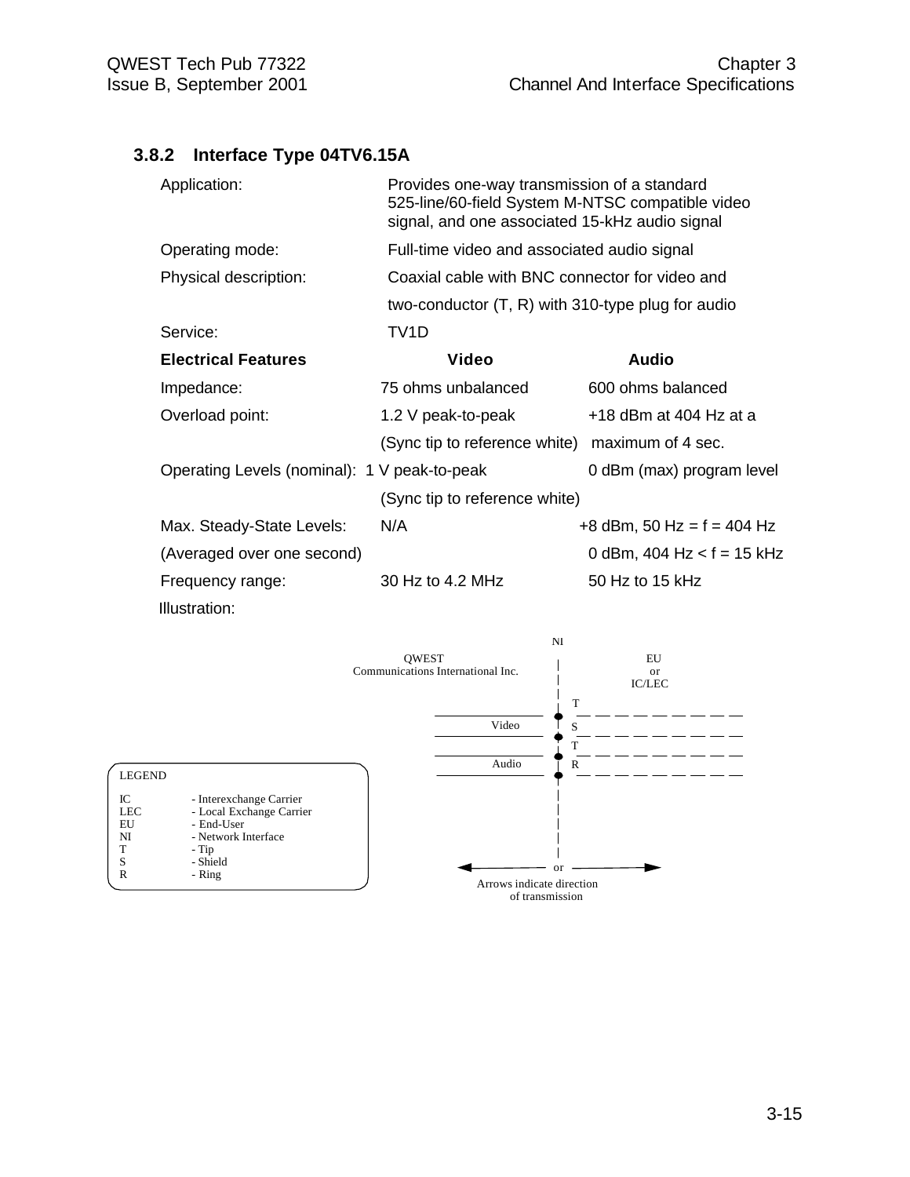### 3.8.2 Interface Type 04TV6.15A

| | | |
|---|---|---|
| Application: | Provides one-way transmission of a standard 525-line/60-field System M-NTSC compatible video signal, and one associated 15-kHz audio signal | |
| Operating mode: | Full-time video and associated audio signal | |
| Physical description: | Coaxial cable with BNC connector for video and two-conductor (T, R) with 310-type plug for audio | |
| Service: | TV1D | |
| **Electrical Features** | **Video** | **Audio** |
| Impedance: | 75 ohms unbalanced | 600 ohms balanced |
| Overload point: | 1.2 V peak-to-peak (Sync tip to reference white) | +18 dBm at 404 Hz at a maximum of 4 sec. |
| Operating Levels (nominal): | 1 V peak-to-peak (Sync tip to reference white) | 0 dBm (max) program level |
| Max. Steady-State Levels: (Averaged over one second) | N/A | +8 dBm, 50 Hz = f = 404 Hz<br>0 dBm, 404 Hz < f = 15 kHz |
| Frequency range: | 30 Hz to 4.2 MHz | 50 Hz to 15 kHz |

Illustration:

NI

QWEST Communications International Inc. | EU or IC/LEC

Video: T, S
Audio: T, R

or

Arrows indicate direction of transmission

LEGEND

IC - Interexchange Carrier
LEC - Local Exchange Carrier
EU - End-User
NI - Network Interface
T - Tip
S - Shield
R - Ring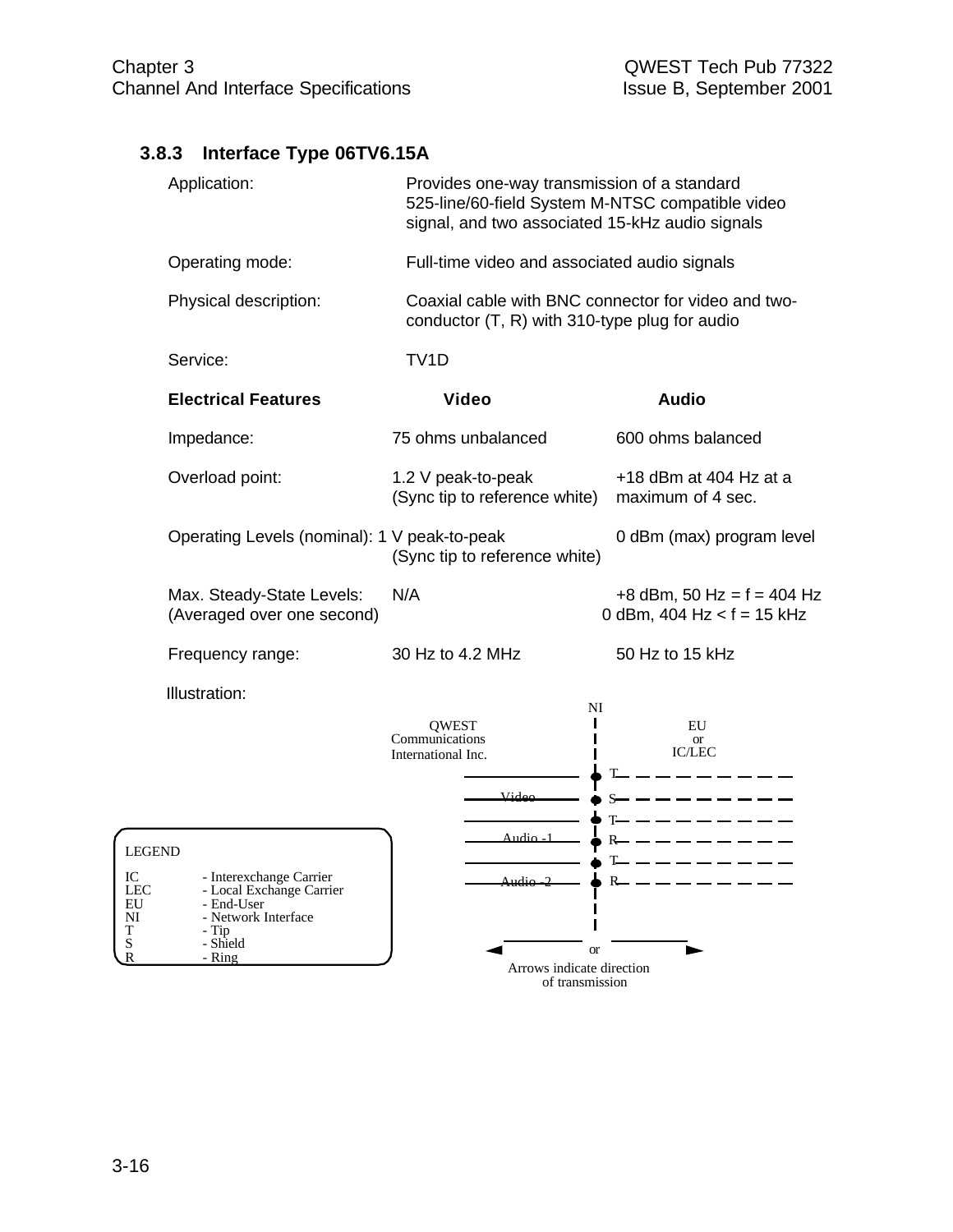### 3.8.3 Interface Type 06TV6.15A

Application: Provides one-way transmission of a standard 525-line/60-field System M-NTSC compatible video signal, and two associated 15-kHz audio signals

Operating mode: Full-time video and associated audio signals

Physical description: Coaxial cable with BNC connector for video and two-conductor (T, R) with 310-type plug for audio

Service: TV1D

| **Electrical Features** | **Video** | **Audio** |
|---|---|---|
| Impedance: | 75 ohms unbalanced | 600 ohms balanced |
| Overload point: | 1.2 V peak-to-peak (Sync tip to reference white) | +18 dBm at 404 Hz at a maximum of 4 sec. |
| Operating Levels (nominal): | 1 V peak-to-peak (Sync tip to reference white) | 0 dBm (max) program level |
| Max. Steady-State Levels: (Averaged over one second) | N/A | +8 dBm, 50 Hz = f = 404 Hz<br>0 dBm, 404 Hz < f = 15 kHz |
| Frequency range: | 30 Hz to 4.2 MHz | 50 Hz to 15 kHz |

Illustration:

NI

QWEST Communications International Inc. | EU or IC/LEC

Video: T, S
Audio -1: T, R
Audio -2: T, R

or

Arrows indicate direction of transmission

LEGEND

IC - Interexchange Carrier
LEC - Local Exchange Carrier
EU - End-User
NI - Network Interface
T - Tip
S - Shield
R - Ring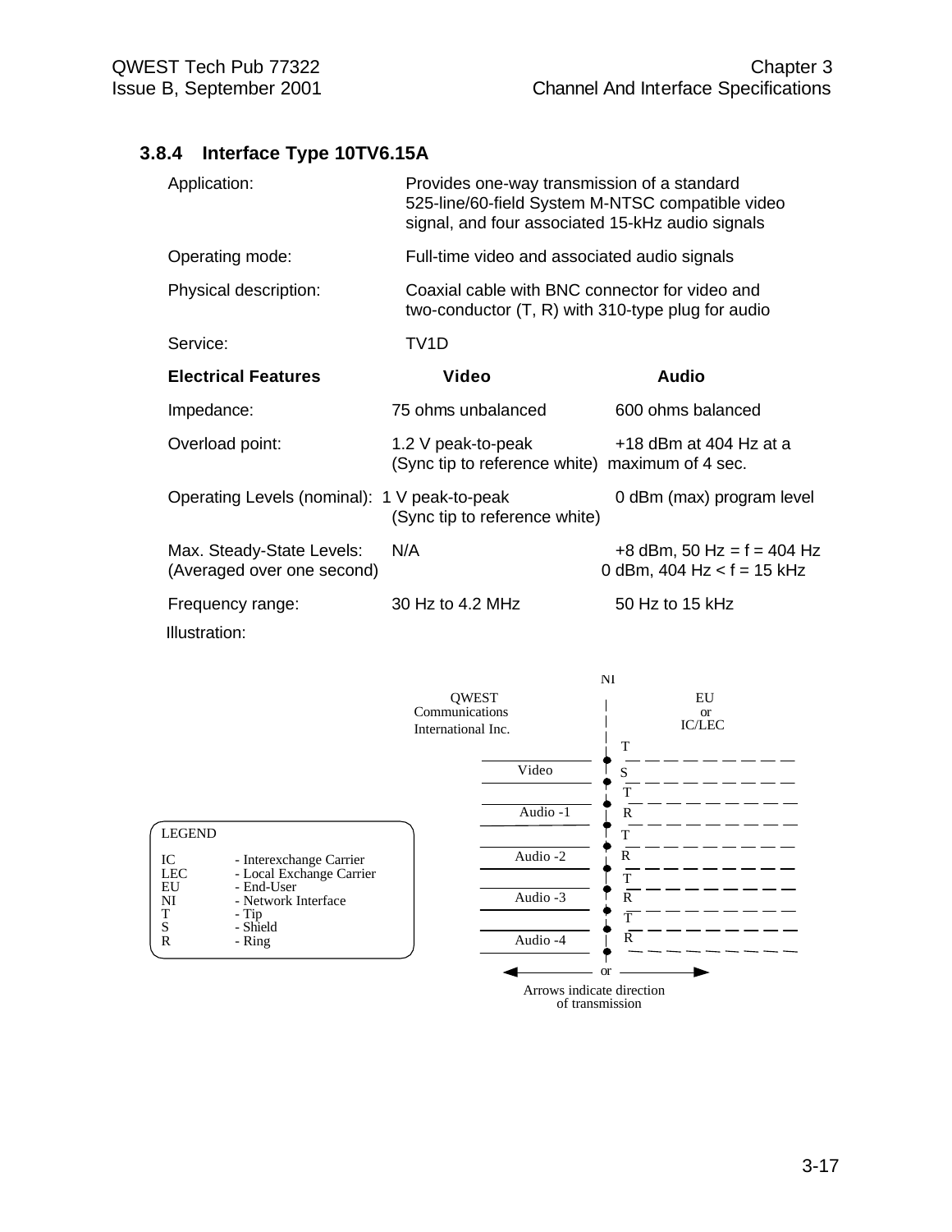### 3.8.4 Interface Type 10TV6.15A

Application: Provides one-way transmission of a standard 525-line/60-field System M-NTSC compatible video signal, and four associated 15-kHz audio signals

Operating mode: Full-time video and associated audio signals

Physical description: Coaxial cable with BNC connector for video and two-conductor (T, R) with 310-type plug for audio

Service: TV1D

| **Electrical Features** | **Video** | **Audio** |
|---|---|---|
| Impedance: | 75 ohms unbalanced | 600 ohms balanced |
| Overload point: | 1.2 V peak-to-peak (Sync tip to reference white) | +18 dBm at 404 Hz at a maximum of 4 sec. |
| Operating Levels (nominal): | 1 V peak-to-peak (Sync tip to reference white) | 0 dBm (max) program level |
| Max. Steady-State Levels: (Averaged over one second) | N/A | +8 dBm, 50 Hz = f = 404 Hz<br>0 dBm, 404 Hz < f = 15 kHz |
| Frequency range: | 30 Hz to 4.2 MHz | 50 Hz to 15 kHz |

Illustration:

NI

QWEST Communications International Inc. | EU or IC/LEC

- Video: T, S
- Audio -1: T, R
- Audio -2: T, R
- Audio -3: T, R
- Audio -4: T, R

or

Arrows indicate direction of transmission

LEGEND

| | |
|---|---|
| IC | - Interexchange Carrier |
| LEC | - Local Exchange Carrier |
| EU | - End-User |
| NI | - Network Interface |
| T | - Tip |
| S | - Shield |
| R | - Ring |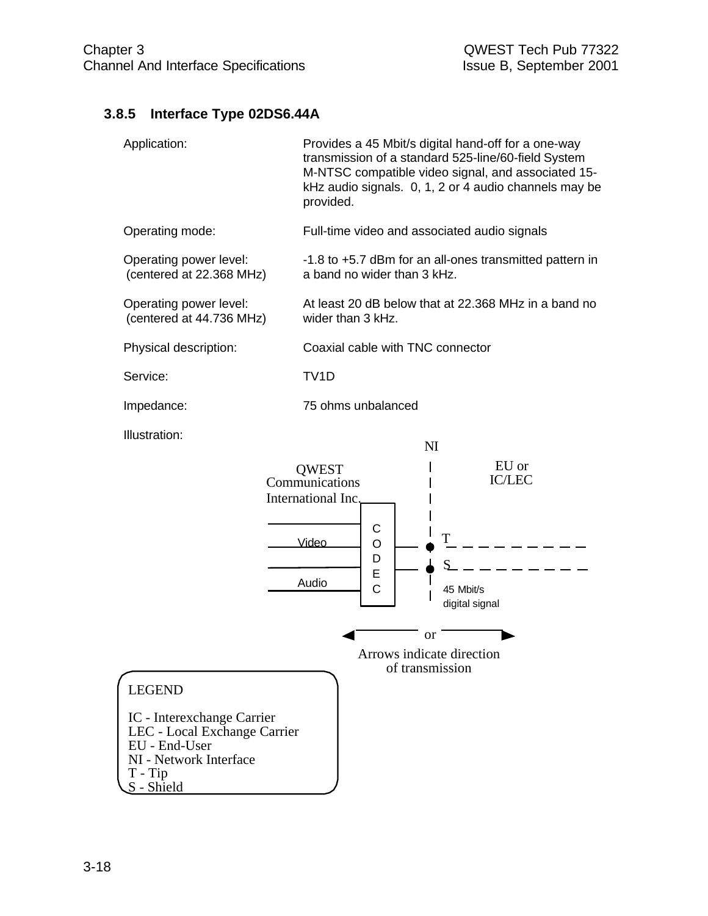### 3.8.5 Interface Type 02DS6.44A

Application: Provides a 45 Mbit/s digital hand-off for a one-way transmission of a standard 525-line/60-field System M-NTSC compatible video signal, and associated 15-kHz audio signals. 0, 1, 2 or 4 audio channels may be provided.

Operating mode: Full-time video and associated audio signals

Operating power level: (centered at 22.368 MHz) -1.8 to +5.7 dBm for an all-ones transmitted pattern in a band no wider than 3 kHz.

Operating power level: (centered at 44.736 MHz) At least 20 dB below that at 22.368 MHz in a band no wider than 3 kHz.

Physical description: Coaxial cable with TNC connector

Service: TV1D

Impedance: 75 ohms unbalanced

Illustration:

NI

QWEST Communications International Inc.

EU or IC/LEC

Video

Audio

CODEC

T

S

45 Mbit/s digital signal

or

Arrows indicate direction of transmission

LEGEND

IC - Interexchange Carrier
LEC - Local Exchange Carrier
EU - End-User
NI - Network Interface
T - Tip
S - Shield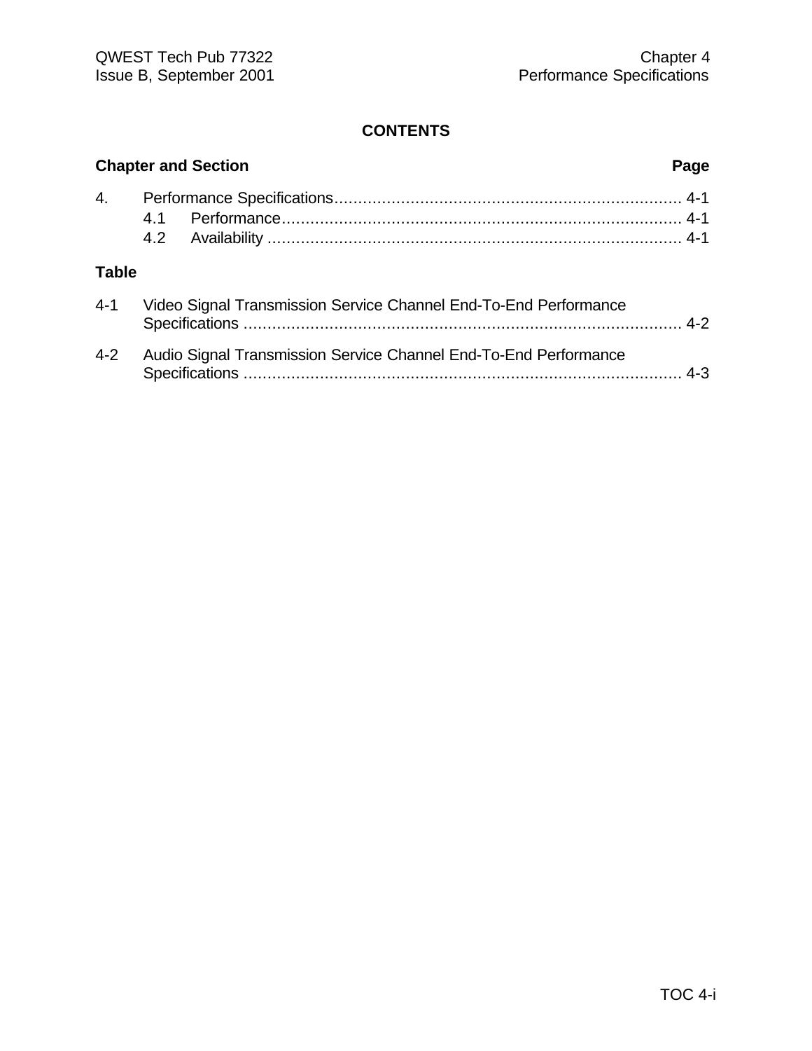**CONTENTS**

| Chapter and Section | | Page |
|---|---|---|
| 4. | Performance Specifications | 4-1 |
| | 4.1 Performance | 4-1 |
| | 4.2 Availability | 4-1 |

**Table**

| | | |
|---|---|---|
| 4-1 | Video Signal Transmission Service Channel End-To-End Performance Specifications | 4-2 |
| 4-2 | Audio Signal Transmission Service Channel End-To-End Performance Specifications | 4-3 |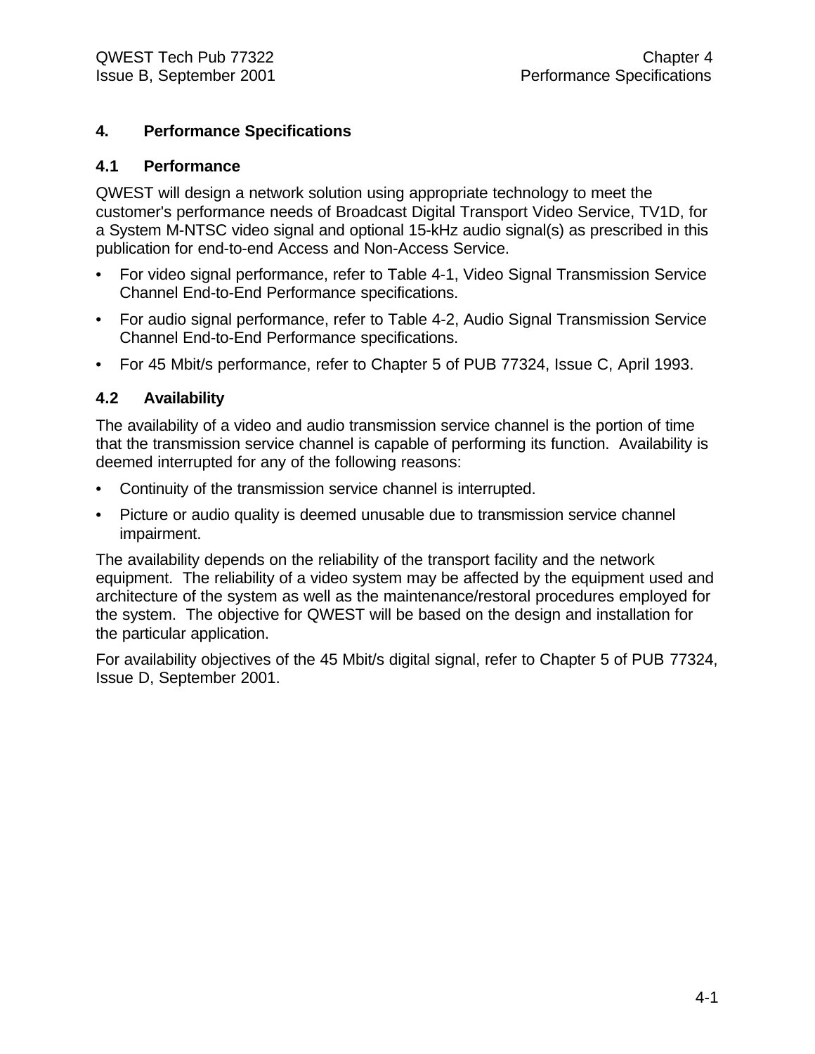# 4. Performance Specifications

## 4.1 Performance

QWEST will design a network solution using appropriate technology to meet the customer's performance needs of Broadcast Digital Transport Video Service, TV1D, for a System M-NTSC video signal and optional 15-kHz audio signal(s) as prescribed in this publication for end-to-end Access and Non-Access Service.

- For video signal performance, refer to Table 4-1, Video Signal Transmission Service Channel End-to-End Performance specifications.
- For audio signal performance, refer to Table 4-2, Audio Signal Transmission Service Channel End-to-End Performance specifications.
- For 45 Mbit/s performance, refer to Chapter 5 of PUB 77324, Issue C, April 1993.

## 4.2 Availability

The availability of a video and audio transmission service channel is the portion of time that the transmission service channel is capable of performing its function. Availability is deemed interrupted for any of the following reasons:

- Continuity of the transmission service channel is interrupted.
- Picture or audio quality is deemed unusable due to transmission service channel impairment.

The availability depends on the reliability of the transport facility and the network equipment. The reliability of a video system may be affected by the equipment used and architecture of the system as well as the maintenance/restoral procedures employed for the system. The objective for QWEST will be based on the design and installation for the particular application.

For availability objectives of the 45 Mbit/s digital signal, refer to Chapter 5 of PUB 77324, Issue D, September 2001.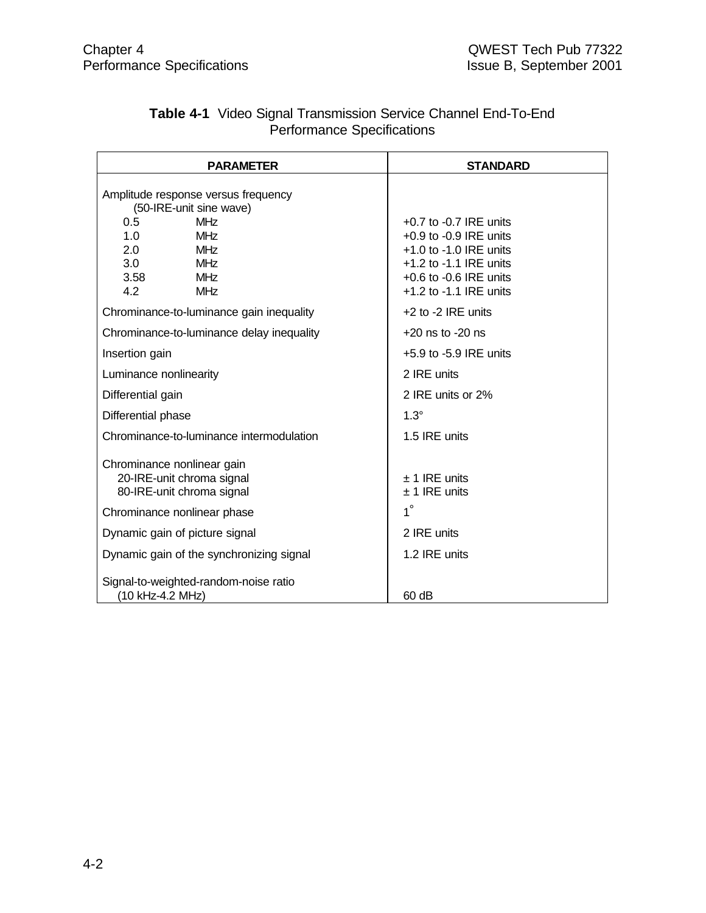**Table 4-1** Video Signal Transmission Service Channel End-To-End Performance Specifications

| PARAMETER | STANDARD |
|---|---|
| Amplitude response versus frequency (50-IRE-unit sine wave) | |
| 0.5 MHz | +0.7 to -0.7 IRE units |
| 1.0 MHz | +0.9 to -0.9 IRE units |
| 2.0 MHz | +1.0 to -1.0 IRE units |
| 3.0 MHz | +1.2 to -1.1 IRE units |
| 3.58 MHz | +0.6 to -0.6 IRE units |
| 4.2 MHz | +1.2 to -1.1 IRE units |
| Chrominance-to-luminance gain inequality | +2 to -2 IRE units |
| Chrominance-to-luminance delay inequality | +20 ns to -20 ns |
| Insertion gain | +5.9 to -5.9 IRE units |
| Luminance nonlinearity | 2 IRE units |
| Differential gain | 2 IRE units or 2% |
| Differential phase | 1.3° |
| Chrominance-to-luminance intermodulation | 1.5 IRE units |
| Chrominance nonlinear gain | |
| 20-IRE-unit chroma signal | ± 1 IRE units |
| 80-IRE-unit chroma signal | ± 1 IRE units |
| Chrominance nonlinear phase | 1° |
| Dynamic gain of picture signal | 2 IRE units |
| Dynamic gain of the synchronizing signal | 1.2 IRE units |
| Signal-to-weighted-random-noise ratio (10 kHz-4.2 MHz) | 60 dB |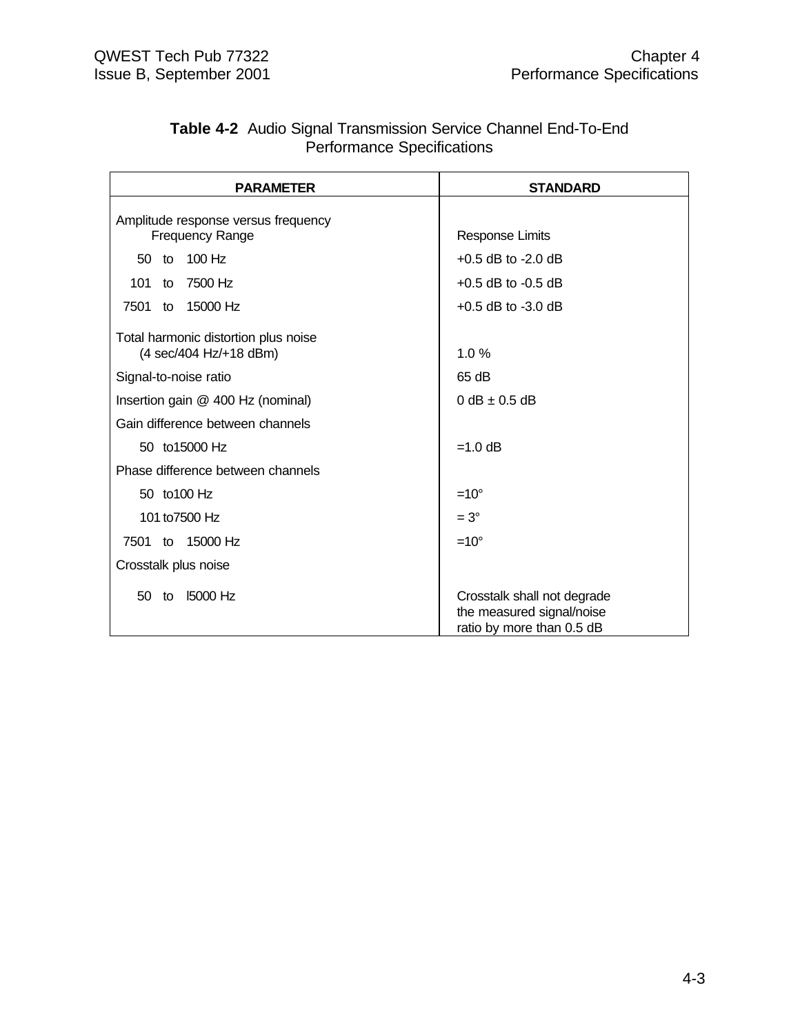**Table 4-2** Audio Signal Transmission Service Channel End-To-End Performance Specifications

| PARAMETER | STANDARD |
|---|---|
| Amplitude response versus frequency<br>Frequency Range | Response Limits |
| 50 to 100 Hz | +0.5 dB to -2.0 dB |
| 101 to 7500 Hz | +0.5 dB to -0.5 dB |
| 7501 to 15000 Hz | +0.5 dB to -3.0 dB |
| Total harmonic distortion plus noise<br>(4 sec/404 Hz/+18 dBm) | 1.0 % |
| Signal-to-noise ratio | 65 dB |
| Insertion gain @ 400 Hz (nominal) | 0 dB ± 0.5 dB |
| Gain difference between channels | |
| 50 to15000 Hz | =1.0 dB |
| Phase difference between channels | |
| 50 to100 Hz | =10° |
| 101 to7500 Hz | = 3° |
| 7501 to 15000 Hz | =10° |
| Crosstalk plus noise | |
| 50 to l5000 Hz | Crosstalk shall not degrade the measured signal/noise ratio by more than 0.5 dB |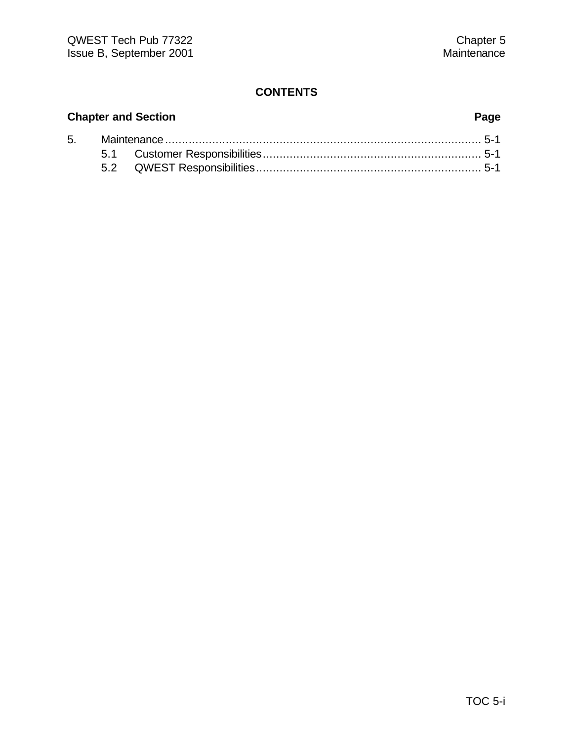# CONTENTS

| Chapter and Section | Page |
|---|---|
| 5. Maintenance | 5-1 |
| 5.1 Customer Responsibilities | 5-1 |
| 5.2 QWEST Responsibilities | 5-1 |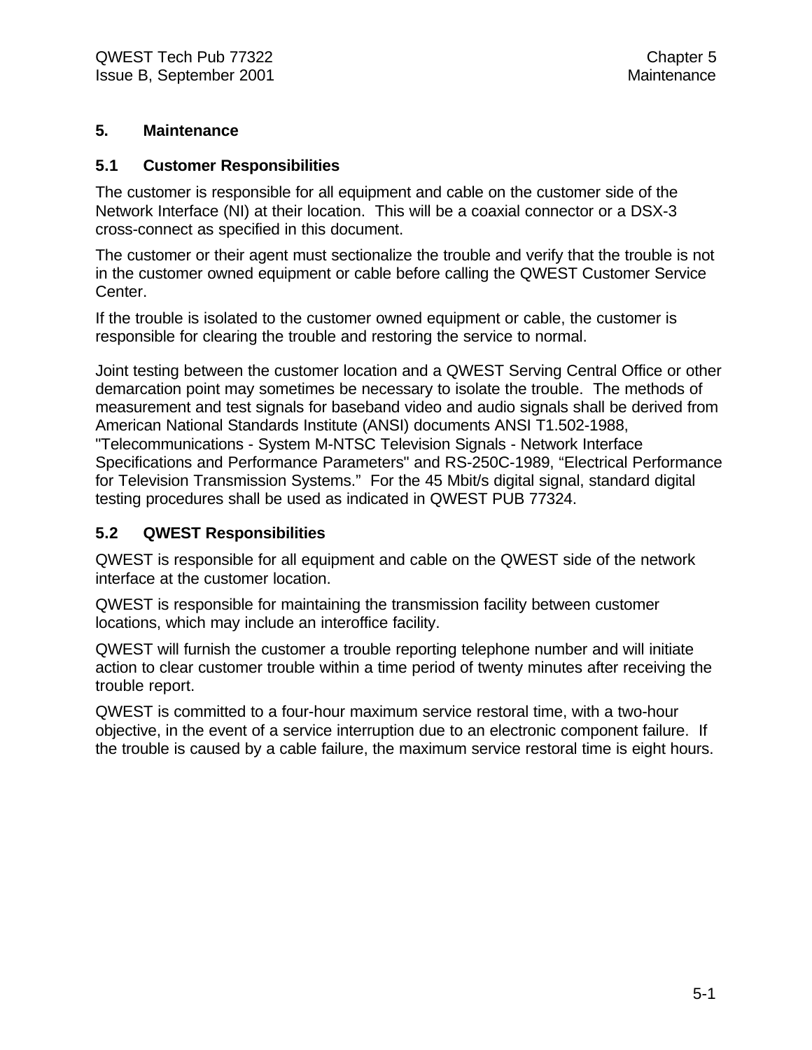# 5. Maintenance

## 5.1 Customer Responsibilities

The customer is responsible for all equipment and cable on the customer side of the Network Interface (NI) at their location. This will be a coaxial connector or a DSX-3 cross-connect as specified in this document.

The customer or their agent must sectionalize the trouble and verify that the trouble is not in the customer owned equipment or cable before calling the QWEST Customer Service Center.

If the trouble is isolated to the customer owned equipment or cable, the customer is responsible for clearing the trouble and restoring the service to normal.

Joint testing between the customer location and a QWEST Serving Central Office or other demarcation point may sometimes be necessary to isolate the trouble. The methods of measurement and test signals for baseband video and audio signals shall be derived from American National Standards Institute (ANSI) documents ANSI T1.502-1988, "Telecommunications - System M-NTSC Television Signals - Network Interface Specifications and Performance Parameters" and RS-250C-1989, "Electrical Performance for Television Transmission Systems." For the 45 Mbit/s digital signal, standard digital testing procedures shall be used as indicated in QWEST PUB 77324.

## 5.2 QWEST Responsibilities

QWEST is responsible for all equipment and cable on the QWEST side of the network interface at the customer location.

QWEST is responsible for maintaining the transmission facility between customer locations, which may include an interoffice facility.

QWEST will furnish the customer a trouble reporting telephone number and will initiate action to clear customer trouble within a time period of twenty minutes after receiving the trouble report.

QWEST is committed to a four-hour maximum service restoral time, with a two-hour objective, in the event of a service interruption due to an electronic component failure. If the trouble is caused by a cable failure, the maximum service restoral time is eight hours.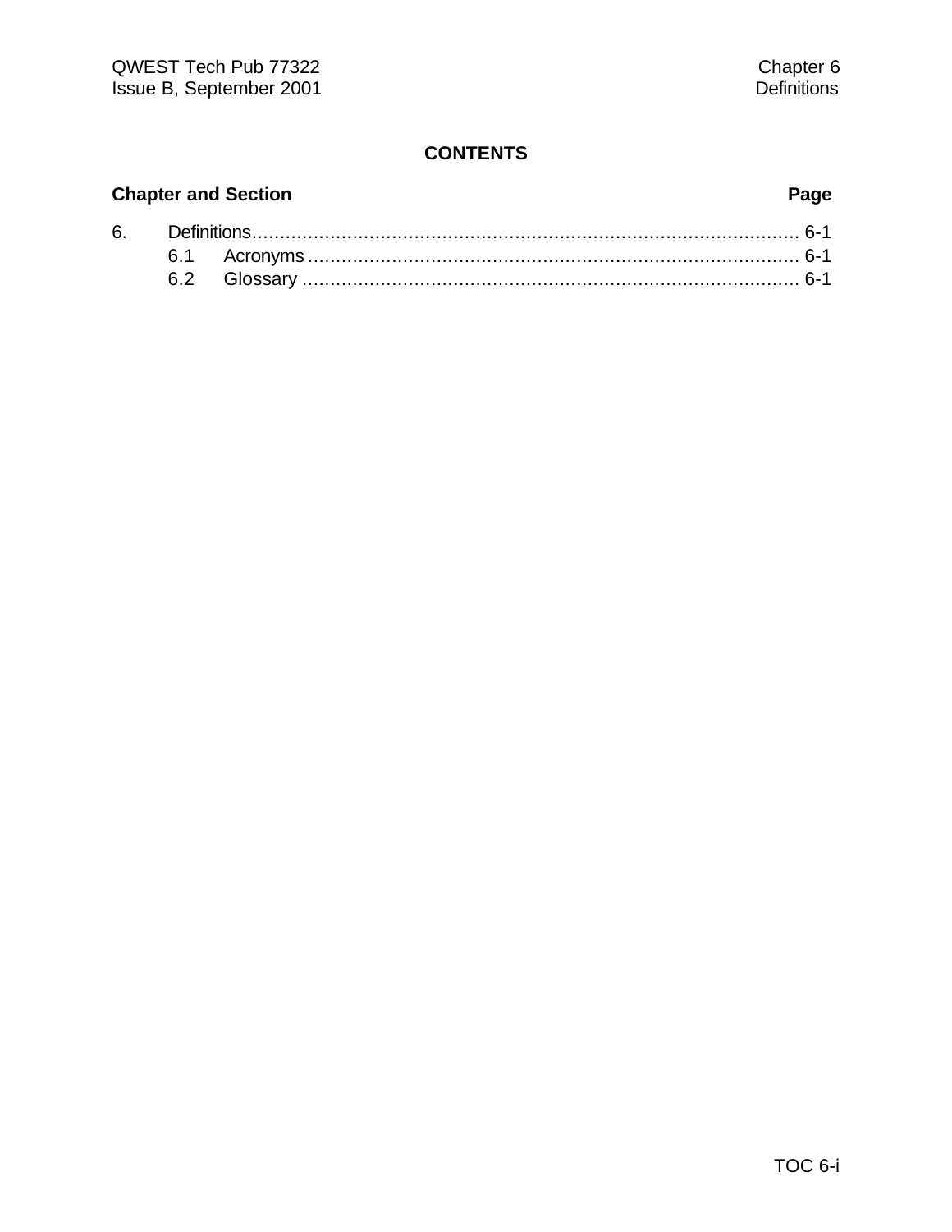# CONTENTS

**Chapter and Section** **Page**

6. Definitions.................................................................................................. 6-1
   6.1 Acronyms........................................................................................ 6-1
   6.2 Glossary ......................................................................................... 6-1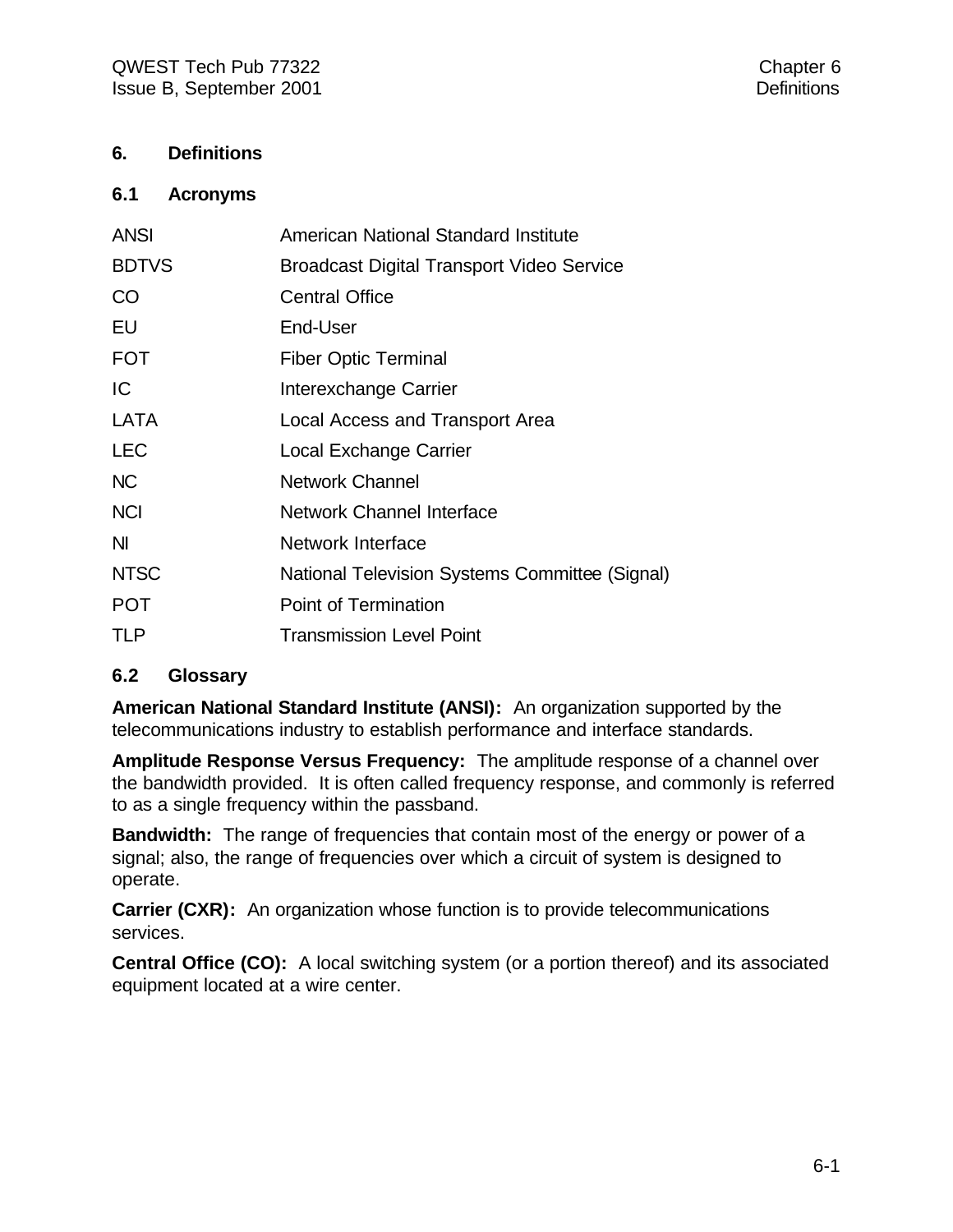# 6. Definitions

## 6.1 Acronyms

| | |
|---|---|
| ANSI | American National Standard Institute |
| BDTVS | Broadcast Digital Transport Video Service |
| CO | Central Office |
| EU | End-User |
| FOT | Fiber Optic Terminal |
| IC | Interexchange Carrier |
| LATA | Local Access and Transport Area |
| LEC | Local Exchange Carrier |
| NC | Network Channel |
| NCI | Network Channel Interface |
| NI | Network Interface |
| NTSC | National Television Systems Committee (Signal) |
| POT | Point of Termination |
| TLP | Transmission Level Point |

## 6.2 Glossary

**American National Standard Institute (ANSI):** An organization supported by the telecommunications industry to establish performance and interface standards.

**Amplitude Response Versus Frequency:** The amplitude response of a channel over the bandwidth provided. It is often called frequency response, and commonly is referred to as a single frequency within the passband.

**Bandwidth:** The range of frequencies that contain most of the energy or power of a signal; also, the range of frequencies over which a circuit of system is designed to operate.

**Carrier (CXR):** An organization whose function is to provide telecommunications services.

**Central Office (CO):** A local switching system (or a portion thereof) and its associated equipment located at a wire center.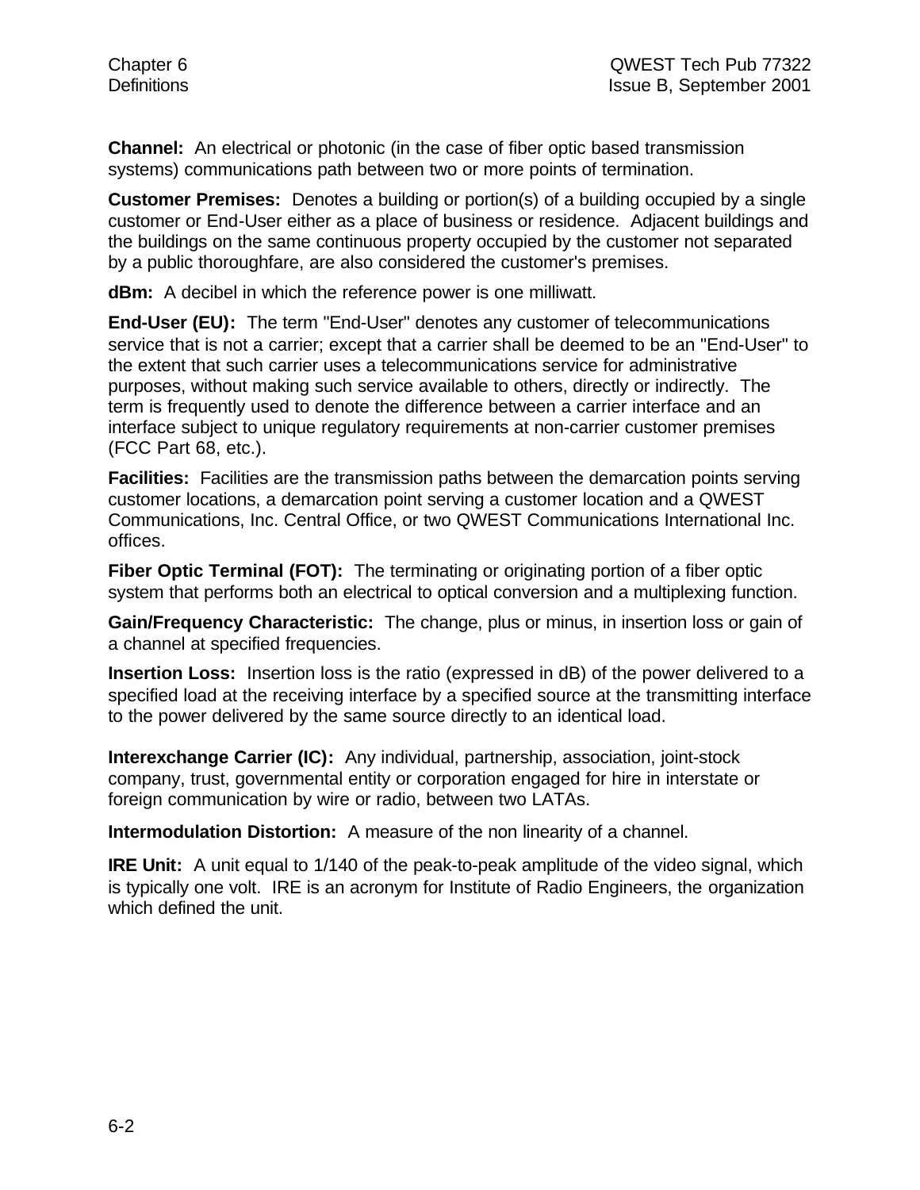**Channel:** An electrical or photonic (in the case of fiber optic based transmission systems) communications path between two or more points of termination.

**Customer Premises:** Denotes a building or portion(s) of a building occupied by a single customer or End-User either as a place of business or residence. Adjacent buildings and the buildings on the same continuous property occupied by the customer not separated by a public thoroughfare, are also considered the customer's premises.

**dBm:** A decibel in which the reference power is one milliwatt.

**End-User (EU):** The term "End-User" denotes any customer of telecommunications service that is not a carrier; except that a carrier shall be deemed to be an "End-User" to the extent that such carrier uses a telecommunications service for administrative purposes, without making such service available to others, directly or indirectly. The term is frequently used to denote the difference between a carrier interface and an interface subject to unique regulatory requirements at non-carrier customer premises (FCC Part 68, etc.).

**Facilities:** Facilities are the transmission paths between the demarcation points serving customer locations, a demarcation point serving a customer location and a QWEST Communications, Inc. Central Office, or two QWEST Communications International Inc. offices.

**Fiber Optic Terminal (FOT):** The terminating or originating portion of a fiber optic system that performs both an electrical to optical conversion and a multiplexing function.

**Gain/Frequency Characteristic:** The change, plus or minus, in insertion loss or gain of a channel at specified frequencies.

**Insertion Loss:** Insertion loss is the ratio (expressed in dB) of the power delivered to a specified load at the receiving interface by a specified source at the transmitting interface to the power delivered by the same source directly to an identical load.

**Interexchange Carrier (IC):** Any individual, partnership, association, joint-stock company, trust, governmental entity or corporation engaged for hire in interstate or foreign communication by wire or radio, between two LATAs.

**Intermodulation Distortion:** A measure of the non linearity of a channel.

**IRE Unit:** A unit equal to 1/140 of the peak-to-peak amplitude of the video signal, which is typically one volt. IRE is an acronym for Institute of Radio Engineers, the organization which defined the unit.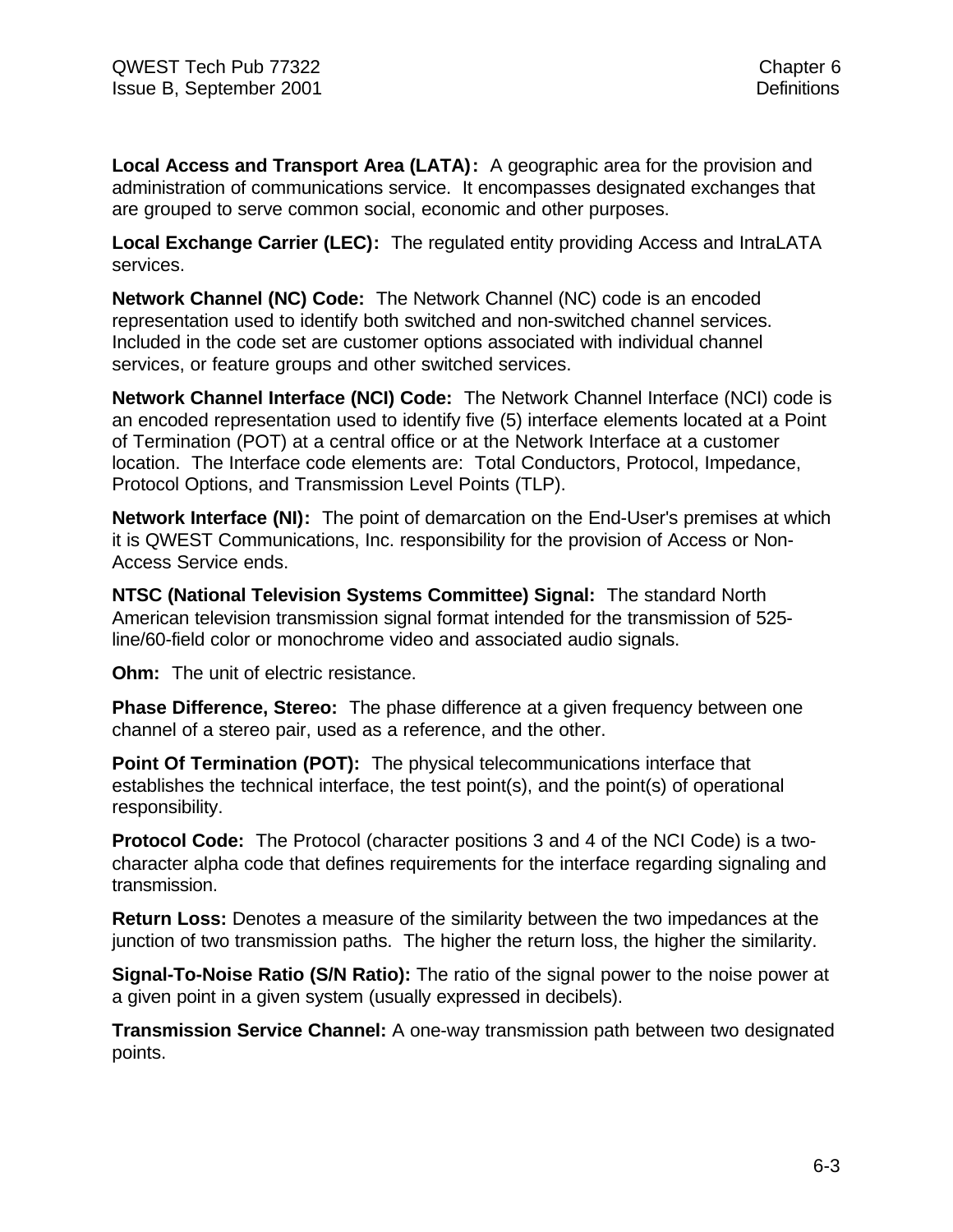**Local Access and Transport Area (LATA):** A geographic area for the provision and administration of communications service. It encompasses designated exchanges that are grouped to serve common social, economic and other purposes.

**Local Exchange Carrier (LEC):** The regulated entity providing Access and IntraLATA services.

**Network Channel (NC) Code:** The Network Channel (NC) code is an encoded representation used to identify both switched and non-switched channel services. Included in the code set are customer options associated with individual channel services, or feature groups and other switched services.

**Network Channel Interface (NCI) Code:** The Network Channel Interface (NCI) code is an encoded representation used to identify five (5) interface elements located at a Point of Termination (POT) at a central office or at the Network Interface at a customer location. The Interface code elements are: Total Conductors, Protocol, Impedance, Protocol Options, and Transmission Level Points (TLP).

**Network Interface (NI):** The point of demarcation on the End-User's premises at which it is QWEST Communications, Inc. responsibility for the provision of Access or Non-Access Service ends.

**NTSC (National Television Systems Committee) Signal:** The standard North American television transmission signal format intended for the transmission of 525-line/60-field color or monochrome video and associated audio signals.

**Ohm:** The unit of electric resistance.

**Phase Difference, Stereo:** The phase difference at a given frequency between one channel of a stereo pair, used as a reference, and the other.

**Point Of Termination (POT):** The physical telecommunications interface that establishes the technical interface, the test point(s), and the point(s) of operational responsibility.

**Protocol Code:** The Protocol (character positions 3 and 4 of the NCI Code) is a two-character alpha code that defines requirements for the interface regarding signaling and transmission.

**Return Loss:** Denotes a measure of the similarity between the two impedances at the junction of two transmission paths. The higher the return loss, the higher the similarity.

**Signal-To-Noise Ratio (S/N Ratio):** The ratio of the signal power to the noise power at a given point in a given system (usually expressed in decibels).

**Transmission Service Channel:** A one-way transmission path between two designated points.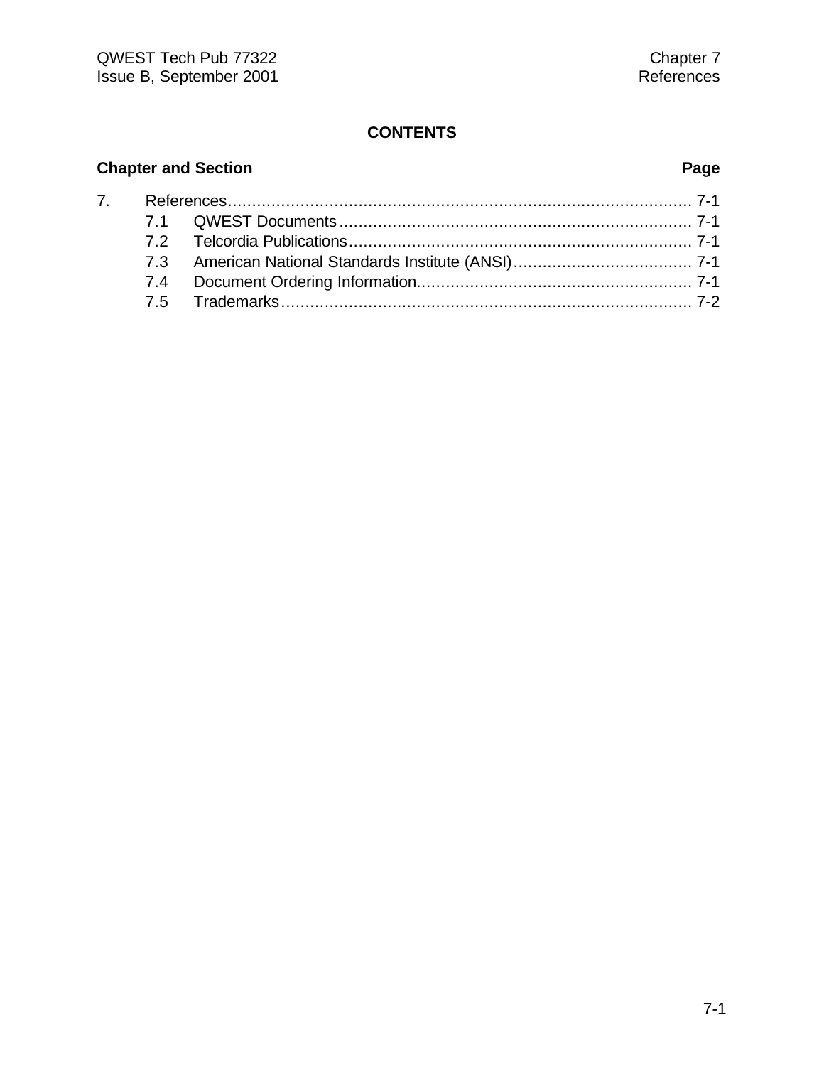**CONTENTS**

| Chapter and Section | | Page |
|---|---|---|
| 7. | References | 7-1 |
| 7.1 | QWEST Documents | 7-1 |
| 7.2 | Telcordia Publications | 7-1 |
| 7.3 | American National Standards Institute (ANSI) | 7-1 |
| 7.4 | Document Ordering Information | 7-1 |
| 7.5 | Trademarks | 7-2 |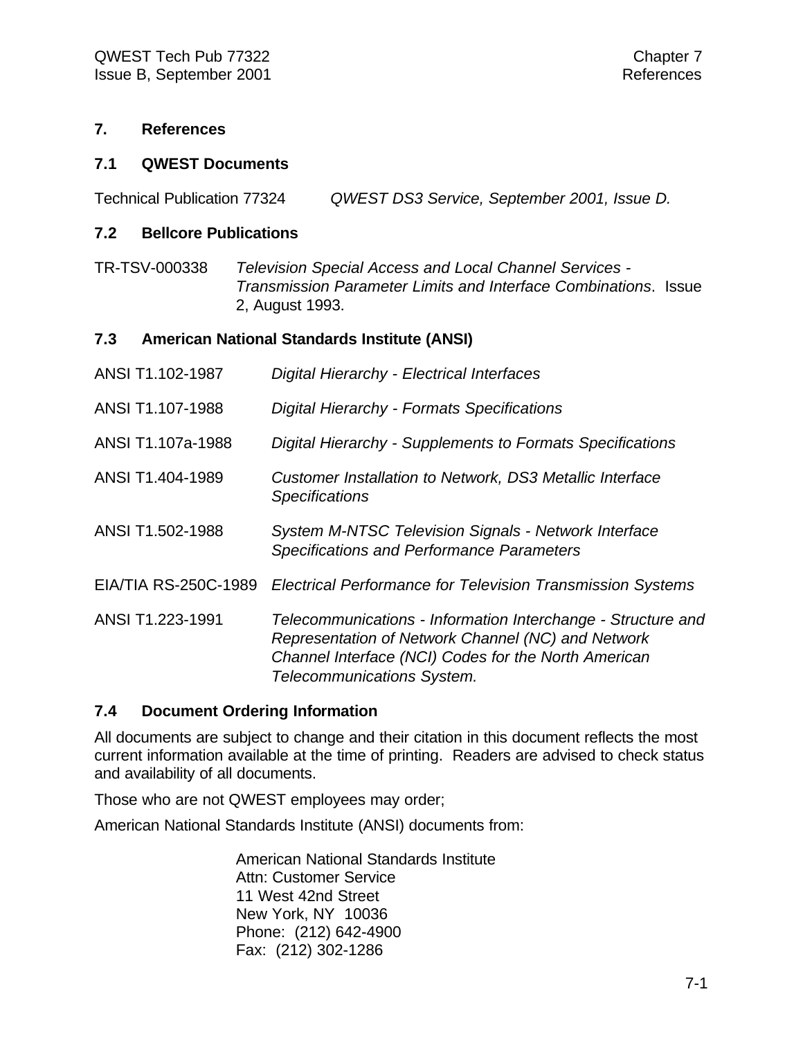## 7. References

### 7.1 QWEST Documents

Technical Publication 77324 *QWEST DS3 Service, September 2001, Issue D.*

### 7.2 Bellcore Publications

TR-TSV-000338 *Television Special Access and Local Channel Services - Transmission Parameter Limits and Interface Combinations*. Issue 2, August 1993.

### 7.3 American National Standards Institute (ANSI)

| | |
|---|---|
| ANSI T1.102-1987 | *Digital Hierarchy - Electrical Interfaces* |
| ANSI T1.107-1988 | *Digital Hierarchy - Formats Specifications* |
| ANSI T1.107a-1988 | *Digital Hierarchy - Supplements to Formats Specifications* |
| ANSI T1.404-1989 | *Customer Installation to Network, DS3 Metallic Interface Specifications* |
| ANSI T1.502-1988 | *System M-NTSC Television Signals - Network Interface Specifications and Performance Parameters* |
| EIA/TIA RS-250C-1989 | *Electrical Performance for Television Transmission Systems* |
| ANSI T1.223-1991 | *Telecommunications - Information Interchange - Structure and Representation of Network Channel (NC) and Network Channel Interface (NCI) Codes for the North American Telecommunications System.* |

### 7.4 Document Ordering Information

All documents are subject to change and their citation in this document reflects the most current information available at the time of printing. Readers are advised to check status and availability of all documents.

Those who are not QWEST employees may order;

American National Standards Institute (ANSI) documents from:

American National Standards Institute
Attn: Customer Service
11 West 42nd Street
New York, NY 10036
Phone: (212) 642-4900
Fax: (212) 302-1286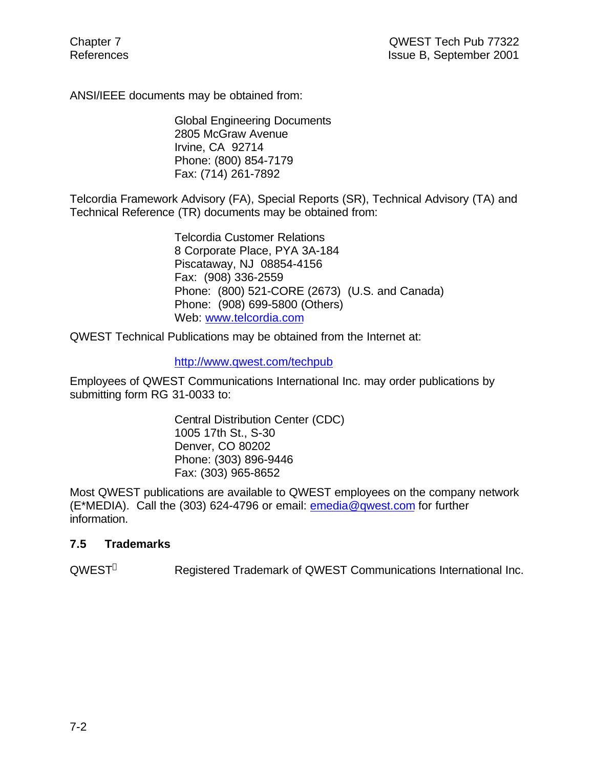ANSI/IEEE documents may be obtained from:

Global Engineering Documents
2805 McGraw Avenue
Irvine, CA 92714
Phone: (800) 854-7179
Fax: (714) 261-7892

Telcordia Framework Advisory (FA), Special Reports (SR), Technical Advisory (TA) and Technical Reference (TR) documents may be obtained from:

Telcordia Customer Relations
8 Corporate Place, PYA 3A-184
Piscataway, NJ 08854-4156
Fax: (908) 336-2559
Phone: (800) 521-CORE (2673) (U.S. and Canada)
Phone: (908) 699-5800 (Others)
Web: www.telcordia.com

QWEST Technical Publications may be obtained from the Internet at:

http://www.qwest.com/techpub

Employees of QWEST Communications International Inc. may order publications by submitting form RG 31-0033 to:

Central Distribution Center (CDC)
1005 17th St., S-30
Denver, CO 80202
Phone: (303) 896-9446
Fax: (303) 965-8652

Most QWEST publications are available to QWEST employees on the company network (E*MEDIA). Call the (303) 624-4796 or email: emedia@qwest.com for further information.

## 7.5 Trademarks

| | |
|---|---|
| QWEST® | Registered Trademark of QWEST Communications International Inc. |